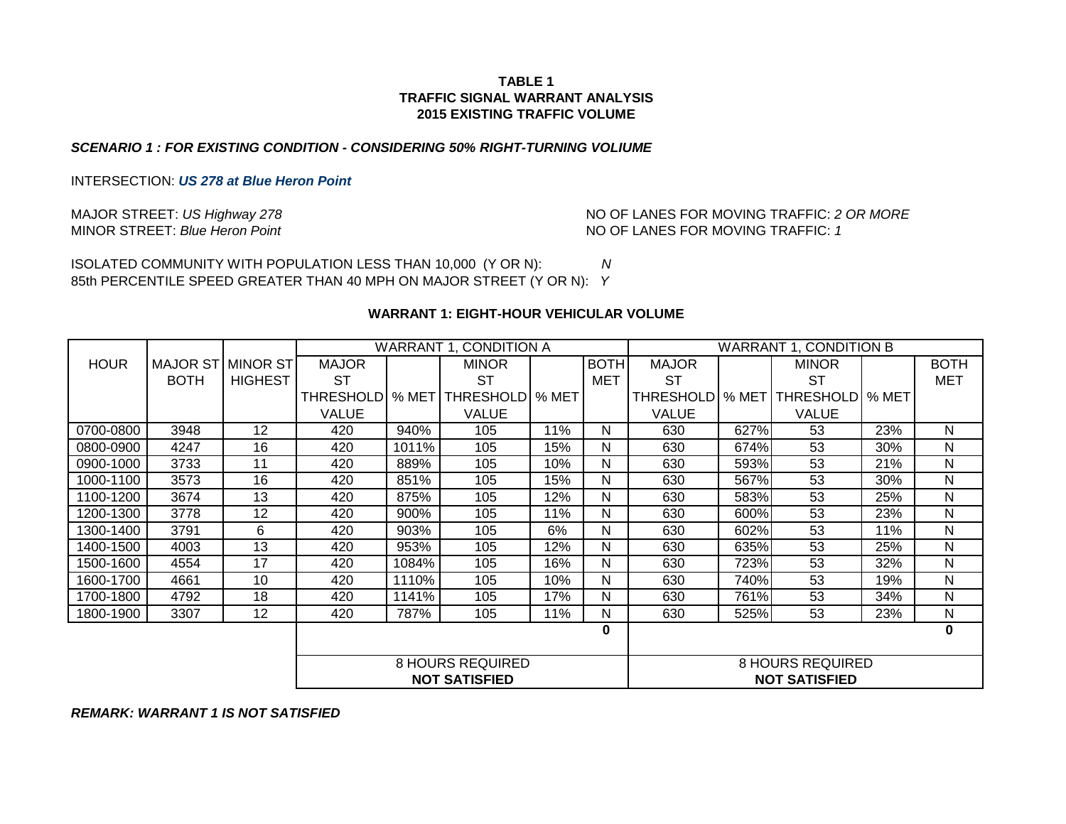**TABLE 1**
**TRAFFIC SIGNAL WARRANT ANALYSIS**
**2015 EXISTING TRAFFIC VOLUME**

***SCENARIO 1 : FOR EXISTING CONDITION - CONSIDERING 50% RIGHT-TURNING VOLIUME***

INTERSECTION: ***US 278 at Blue Heron Point***

MAJOR STREET: *US Highway 278* NO OF LANES FOR MOVING TRAFFIC: *2 OR MORE*
MINOR STREET: *Blue Heron Point* NO OF LANES FOR MOVING TRAFFIC: *1*

ISOLATED COMMUNITY WITH POPULATION LESS THAN 10,000 (Y OR N): *N*
85th PERCENTILE SPEED GREATER THAN 40 MPH ON MAJOR STREET (Y OR N): *Y*

**WARRANT 1: EIGHT-HOUR VEHICULAR VOLUME**

| HOUR | MAJOR ST BOTH | MINOR ST HIGHEST | WARRANT 1, CONDITION A | | | | | WARRANT 1, CONDITION B | | | | |
|---|---|---|---|---|---|---|---|---|---|---|---|---|
| | | | MAJOR ST THRESHOLD VALUE | % MET | MINOR ST THRESHOLD VALUE | % MET | BOTH MET | MAJOR ST THRESHOLD VALUE | % MET | MINOR ST THRESHOLD VALUE | % MET | BOTH MET |
| 0700-0800 | 3948 | 12 | 420 | 940% | 105 | 11% | N | 630 | 627% | 53 | 23% | N |
| 0800-0900 | 4247 | 16 | 420 | 1011% | 105 | 15% | N | 630 | 674% | 53 | 30% | N |
| 0900-1000 | 3733 | 11 | 420 | 889% | 105 | 10% | N | 630 | 593% | 53 | 21% | N |
| 1000-1100 | 3573 | 16 | 420 | 851% | 105 | 15% | N | 630 | 567% | 53 | 30% | N |
| 1100-1200 | 3674 | 13 | 420 | 875% | 105 | 12% | N | 630 | 583% | 53 | 25% | N |
| 1200-1300 | 3778 | 12 | 420 | 900% | 105 | 11% | N | 630 | 600% | 53 | 23% | N |
| 1300-1400 | 3791 | 6 | 420 | 903% | 105 | 6% | N | 630 | 602% | 53 | 11% | N |
| 1400-1500 | 4003 | 13 | 420 | 953% | 105 | 12% | N | 630 | 635% | 53 | 25% | N |
| 1500-1600 | 4554 | 17 | 420 | 1084% | 105 | 16% | N | 630 | 723% | 53 | 32% | N |
| 1600-1700 | 4661 | 10 | 420 | 1110% | 105 | 10% | N | 630 | 740% | 53 | 19% | N |
| 1700-1800 | 4792 | 18 | 420 | 1141% | 105 | 17% | N | 630 | 761% | 53 | 34% | N |
| 1800-1900 | 3307 | 12 | 420 | 787% | 105 | 11% | N | 630 | 525% | 53 | 23% | N |
| | | | | | | | **0** | | | | | **0** |
| | | | 8 HOURS REQUIRED **NOT SATISFIED** | | | | | 8 HOURS REQUIRED **NOT SATISFIED** | | | | |

***REMARK: WARRANT 1 IS NOT SATISFIED***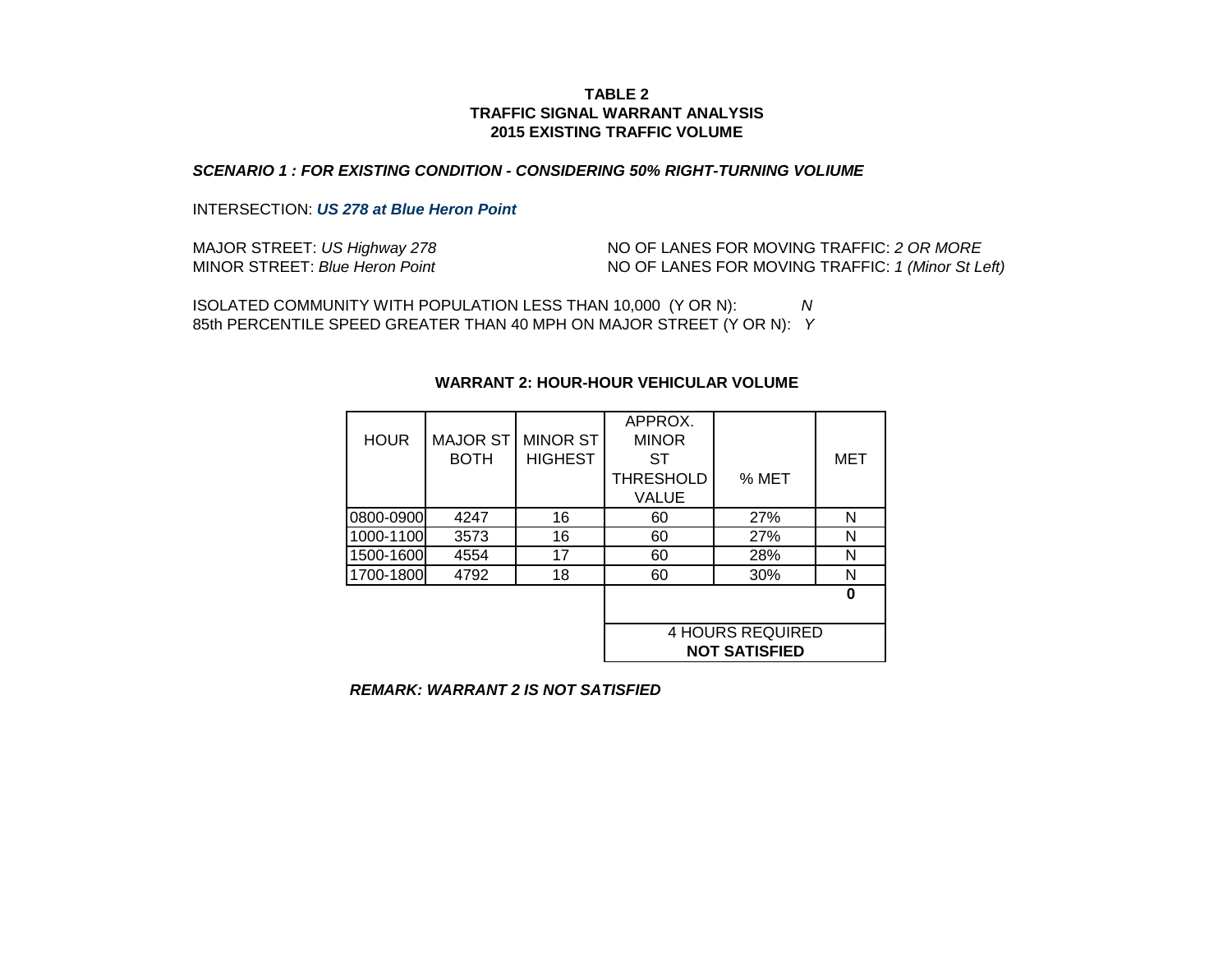# TABLE 2
# TRAFFIC SIGNAL WARRANT ANALYSIS
# 2015 EXISTING TRAFFIC VOLUME

***SCENARIO 1 : FOR EXISTING CONDITION - CONSIDERING 50% RIGHT-TURNING VOLIUME***

INTERSECTION: ***US 278 at Blue Heron Point***

MAJOR STREET: *US Highway 278* — NO OF LANES FOR MOVING TRAFFIC: *2 OR MORE*
MINOR STREET: *Blue Heron Point* — NO OF LANES FOR MOVING TRAFFIC: *1 (Minor St Left)*

ISOLATED COMMUNITY WITH POPULATION LESS THAN 10,000 (Y OR N): *N*
85th PERCENTILE SPEED GREATER THAN 40 MPH ON MAJOR STREET (Y OR N): *Y*

**WARRANT 2: HOUR-HOUR VEHICULAR VOLUME**

| HOUR | MAJOR ST BOTH | MINOR ST HIGHEST | APPROX. MINOR ST THRESHOLD VALUE | % MET | MET |
|---|---|---|---|---|---|
| 0800-0900 | 4247 | 16 | 60 | 27% | N |
| 1000-1100 | 3573 | 16 | 60 | 27% | N |
| 1500-1600 | 4554 | 17 | 60 | 28% | N |
| 1700-1800 | 4792 | 18 | 60 | 30% | N |
| | | | | | **0** |
| | | | 4 HOURS REQUIRED **NOT SATISFIED** | | |

***REMARK: WARRANT 2 IS NOT SATISFIED***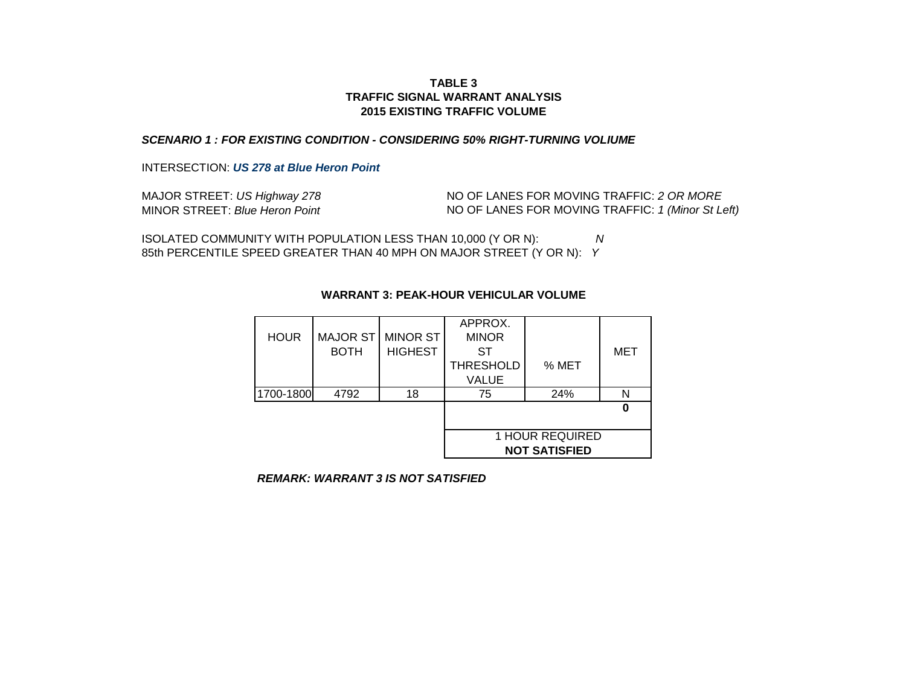**TABLE 3**
**TRAFFIC SIGNAL WARRANT ANALYSIS**
**2015 EXISTING TRAFFIC VOLUME**

***SCENARIO 1 : FOR EXISTING CONDITION - CONSIDERING 50% RIGHT-TURNING VOLIUME***

INTERSECTION: ***US 278 at Blue Heron Point***

MAJOR STREET: *US Highway 278* — NO OF LANES FOR MOVING TRAFFIC: *2 OR MORE*
MINOR STREET: *Blue Heron Point* — NO OF LANES FOR MOVING TRAFFIC: *1 (Minor St Left)*

ISOLATED COMMUNITY WITH POPULATION LESS THAN 10,000 (Y OR N): *N*
85th PERCENTILE SPEED GREATER THAN 40 MPH ON MAJOR STREET (Y OR N): *Y*

**WARRANT 3: PEAK-HOUR VEHICULAR VOLUME**

| HOUR | MAJOR ST BOTH | MINOR ST HIGHEST | APPROX. MINOR ST THRESHOLD VALUE | % MET | MET |
|---|---|---|---|---|---|
| 1700-1800 | 4792 | 18 | 75 | 24% | N |
| | | | | | **0** |
| | | | 1 HOUR REQUIRED **NOT SATISFIED** | | |

***REMARK: WARRANT 3 IS NOT SATISFIED***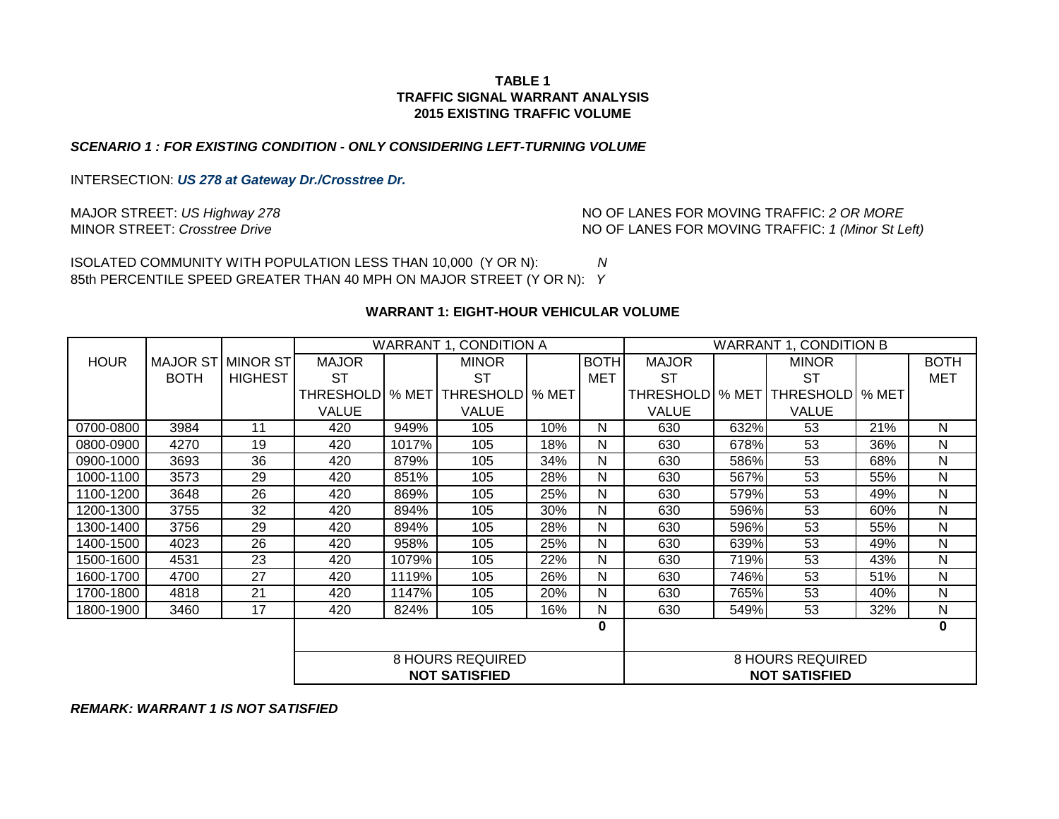**TABLE 1**
**TRAFFIC SIGNAL WARRANT ANALYSIS**
**2015 EXISTING TRAFFIC VOLUME**

***SCENARIO 1 : FOR EXISTING CONDITION - ONLY CONSIDERING LEFT-TURNING VOLUME***

INTERSECTION: ***US 278 at Gateway Dr./Crosstree Dr.***

MAJOR STREET: *US Highway 278* — NO OF LANES FOR MOVING TRAFFIC: *2 OR MORE*
MINOR STREET: *Crosstree Drive* — NO OF LANES FOR MOVING TRAFFIC: *1 (Minor St Left)*

ISOLATED COMMUNITY WITH POPULATION LESS THAN 10,000 (Y OR N): *N*
85th PERCENTILE SPEED GREATER THAN 40 MPH ON MAJOR STREET (Y OR N): *Y*

**WARRANT 1: EIGHT-HOUR VEHICULAR VOLUME**

| HOUR | MAJOR ST BOTH | MINOR ST HIGHEST | WARRANT 1, CONDITION A | | | | | WARRANT 1, CONDITION B | | | | |
|---|---|---|---|---|---|---|---|---|---|---|---|---|
| | | | MAJOR ST THRESHOLD VALUE | % MET | MINOR ST THRESHOLD VALUE | % MET | BOTH MET | MAJOR ST THRESHOLD VALUE | % MET | MINOR ST THRESHOLD VALUE | % MET | BOTH MET |
| 0700-0800 | 3984 | 11 | 420 | 949% | 105 | 10% | N | 630 | 632% | 53 | 21% | N |
| 0800-0900 | 4270 | 19 | 420 | 1017% | 105 | 18% | N | 630 | 678% | 53 | 36% | N |
| 0900-1000 | 3693 | 36 | 420 | 879% | 105 | 34% | N | 630 | 586% | 53 | 68% | N |
| 1000-1100 | 3573 | 29 | 420 | 851% | 105 | 28% | N | 630 | 567% | 53 | 55% | N |
| 1100-1200 | 3648 | 26 | 420 | 869% | 105 | 25% | N | 630 | 579% | 53 | 49% | N |
| 1200-1300 | 3755 | 32 | 420 | 894% | 105 | 30% | N | 630 | 596% | 53 | 60% | N |
| 1300-1400 | 3756 | 29 | 420 | 894% | 105 | 28% | N | 630 | 596% | 53 | 55% | N |
| 1400-1500 | 4023 | 26 | 420 | 958% | 105 | 25% | N | 630 | 639% | 53 | 49% | N |
| 1500-1600 | 4531 | 23 | 420 | 1079% | 105 | 22% | N | 630 | 719% | 53 | 43% | N |
| 1600-1700 | 4700 | 27 | 420 | 1119% | 105 | 26% | N | 630 | 746% | 53 | 51% | N |
| 1700-1800 | 4818 | 21 | 420 | 1147% | 105 | 20% | N | 630 | 765% | 53 | 40% | N |
| 1800-1900 | 3460 | 17 | 420 | 824% | 105 | 16% | N | 630 | 549% | 53 | 32% | N |
| | | | | | | | **0** | | | | | **0** |
| | | | 8 HOURS REQUIRED **NOT SATISFIED** | | | | | 8 HOURS REQUIRED **NOT SATISFIED** | | | | |

***REMARK: WARRANT 1 IS NOT SATISFIED***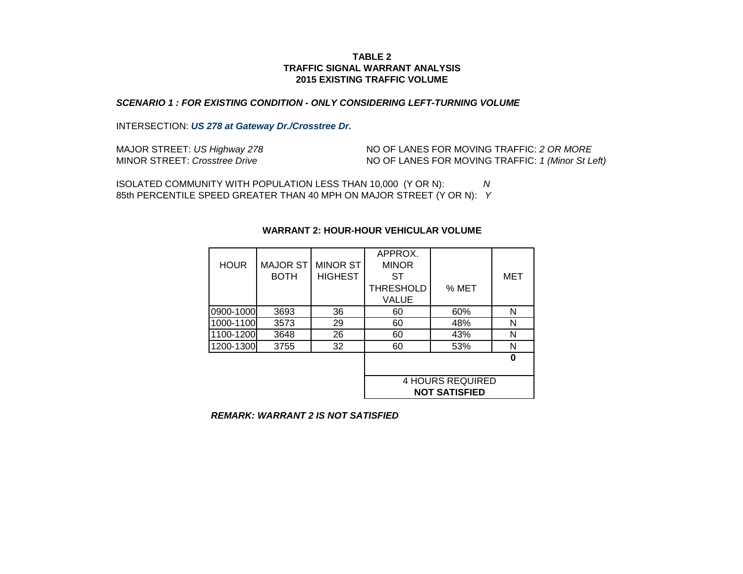**TABLE 2**
**TRAFFIC SIGNAL WARRANT ANALYSIS**
**2015 EXISTING TRAFFIC VOLUME**

***SCENARIO 1 : FOR EXISTING CONDITION - ONLY CONSIDERING LEFT-TURNING VOLUME***

INTERSECTION: ***US 278 at Gateway Dr./Crosstree Dr.***

MAJOR STREET: *US Highway 278* NO OF LANES FOR MOVING TRAFFIC: *2 OR MORE*
MINOR STREET: *Crosstree Drive* NO OF LANES FOR MOVING TRAFFIC: *1 (Minor St Left)*

ISOLATED COMMUNITY WITH POPULATION LESS THAN 10,000 (Y OR N): *N*
85th PERCENTILE SPEED GREATER THAN 40 MPH ON MAJOR STREET (Y OR N): *Y*

**WARRANT 2: HOUR-HOUR VEHICULAR VOLUME**

| HOUR | MAJOR ST BOTH | MINOR ST HIGHEST | APPROX. MINOR ST THRESHOLD VALUE | % MET | MET |
|---|---|---|---|---|---|
| 0900-1000 | 3693 | 36 | 60 | 60% | N |
| 1000-1100 | 3573 | 29 | 60 | 48% | N |
| 1100-1200 | 3648 | 26 | 60 | 43% | N |
| 1200-1300 | 3755 | 32 | 60 | 53% | N |
| | | | | | **0** |
| | | | 4 HOURS REQUIRED **NOT SATISFIED** | | |

***REMARK: WARRANT 2 IS NOT SATISFIED***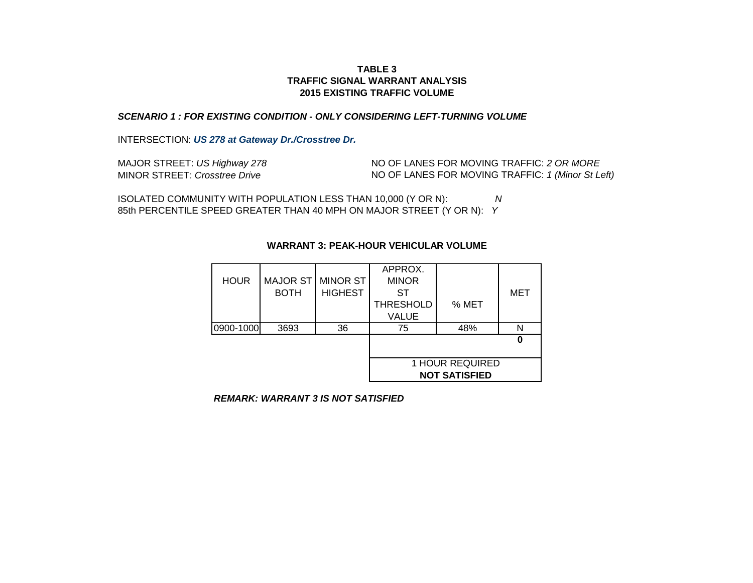**TABLE 3**
**TRAFFIC SIGNAL WARRANT ANALYSIS**
**2015 EXISTING TRAFFIC VOLUME**

***SCENARIO 1 : FOR EXISTING CONDITION - ONLY CONSIDERING LEFT-TURNING VOLUME***

INTERSECTION: ***US 278 at Gateway Dr./Crosstree Dr.***

MAJOR STREET: *US Highway 278* NO OF LANES FOR MOVING TRAFFIC: *2 OR MORE*
MINOR STREET: *Crosstree Drive* NO OF LANES FOR MOVING TRAFFIC: *1 (Minor St Left)*

ISOLATED COMMUNITY WITH POPULATION LESS THAN 10,000 (Y OR N): *N*
85th PERCENTILE SPEED GREATER THAN 40 MPH ON MAJOR STREET (Y OR N): *Y*

**WARRANT 3: PEAK-HOUR VEHICULAR VOLUME**

| HOUR | MAJOR ST BOTH | MINOR ST HIGHEST | APPROX. MINOR ST THRESHOLD VALUE | % MET | MET |
|---|---|---|---|---|---|
| 0900-1000 | 3693 | 36 | 75 | 48% | N |
| | | | | | **0** |
| | | | 1 HOUR REQUIRED **NOT SATISFIED** | | |

***REMARK: WARRANT 3 IS NOT SATISFIED***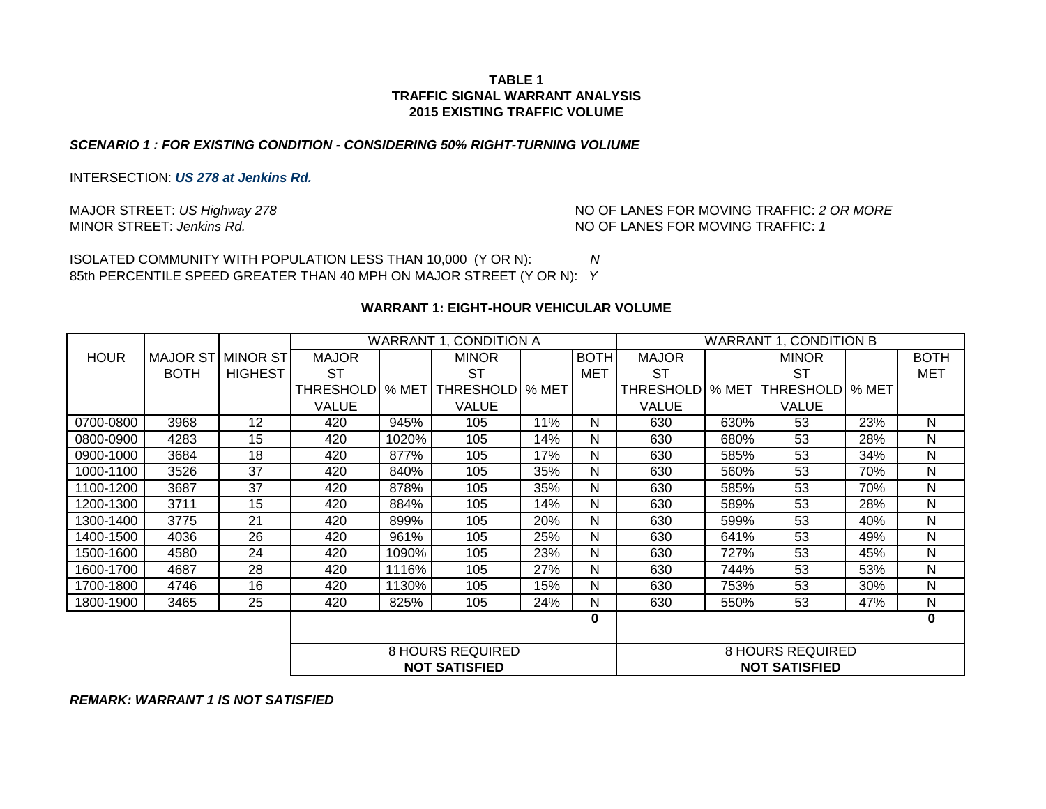**TABLE 1**
**TRAFFIC SIGNAL WARRANT ANALYSIS**
**2015 EXISTING TRAFFIC VOLUME**

***SCENARIO 1 : FOR EXISTING CONDITION - CONSIDERING 50% RIGHT-TURNING VOLIUME***

INTERSECTION: ***US 278 at Jenkins Rd.***

MAJOR STREET: *US Highway 278* — NO OF LANES FOR MOVING TRAFFIC: *2 OR MORE*
MINOR STREET: *Jenkins Rd.* — NO OF LANES FOR MOVING TRAFFIC: *1*

ISOLATED COMMUNITY WITH POPULATION LESS THAN 10,000 (Y OR N): *N*
85th PERCENTILE SPEED GREATER THAN 40 MPH ON MAJOR STREET (Y OR N): *Y*

**WARRANT 1: EIGHT-HOUR VEHICULAR VOLUME**

| HOUR | MAJOR ST BOTH | MINOR ST HIGHEST | WARRANT 1, CONDITION A | | | | | WARRANT 1, CONDITION B | | | | |
|---|---|---|---|---|---|---|---|---|---|---|---|---|
| | | | MAJOR ST THRESHOLD VALUE | % MET | MINOR ST THRESHOLD VALUE | % MET | BOTH MET | MAJOR ST THRESHOLD VALUE | % MET | MINOR ST THRESHOLD VALUE | % MET | BOTH MET |
| 0700-0800 | 3968 | 12 | 420 | 945% | 105 | 11% | N | 630 | 630% | 53 | 23% | N |
| 0800-0900 | 4283 | 15 | 420 | 1020% | 105 | 14% | N | 630 | 680% | 53 | 28% | N |
| 0900-1000 | 3684 | 18 | 420 | 877% | 105 | 17% | N | 630 | 585% | 53 | 34% | N |
| 1000-1100 | 3526 | 37 | 420 | 840% | 105 | 35% | N | 630 | 560% | 53 | 70% | N |
| 1100-1200 | 3687 | 37 | 420 | 878% | 105 | 35% | N | 630 | 585% | 53 | 70% | N |
| 1200-1300 | 3711 | 15 | 420 | 884% | 105 | 14% | N | 630 | 589% | 53 | 28% | N |
| 1300-1400 | 3775 | 21 | 420 | 899% | 105 | 20% | N | 630 | 599% | 53 | 40% | N |
| 1400-1500 | 4036 | 26 | 420 | 961% | 105 | 25% | N | 630 | 641% | 53 | 49% | N |
| 1500-1600 | 4580 | 24 | 420 | 1090% | 105 | 23% | N | 630 | 727% | 53 | 45% | N |
| 1600-1700 | 4687 | 28 | 420 | 1116% | 105 | 27% | N | 630 | 744% | 53 | 53% | N |
| 1700-1800 | 4746 | 16 | 420 | 1130% | 105 | 15% | N | 630 | 753% | 53 | 30% | N |
| 1800-1900 | 3465 | 25 | 420 | 825% | 105 | 24% | N | 630 | 550% | 53 | 47% | N |
| | | | | | | | **0** | | | | | **0** |
| | | | 8 HOURS REQUIRED **NOT SATISFIED** | | | | | 8 HOURS REQUIRED **NOT SATISFIED** | | | | |

***REMARK: WARRANT 1 IS NOT SATISFIED***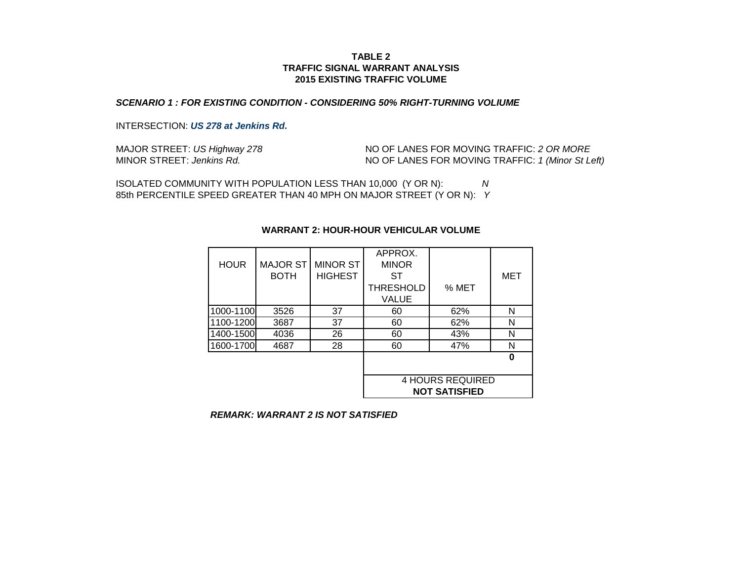**TABLE 2**
**TRAFFIC SIGNAL WARRANT ANALYSIS**
**2015 EXISTING TRAFFIC VOLUME**

***SCENARIO 1 : FOR EXISTING CONDITION - CONSIDERING 50% RIGHT-TURNING VOLIUME***

INTERSECTION: ***US 278 at Jenkins Rd.***

MAJOR STREET: *US Highway 278* NO OF LANES FOR MOVING TRAFFIC: *2 OR MORE*
MINOR STREET: *Jenkins Rd.* NO OF LANES FOR MOVING TRAFFIC: *1 (Minor St Left)*

ISOLATED COMMUNITY WITH POPULATION LESS THAN 10,000 (Y OR N): *N*
85th PERCENTILE SPEED GREATER THAN 40 MPH ON MAJOR STREET (Y OR N): *Y*

**WARRANT 2: HOUR-HOUR VEHICULAR VOLUME**

| HOUR | MAJOR ST BOTH | MINOR ST HIGHEST | APPROX. MINOR ST THRESHOLD VALUE | % MET | MET |
|---|---|---|---|---|---|
| 1000-1100 | 3526 | 37 | 60 | 62% | N |
| 1100-1200 | 3687 | 37 | 60 | 62% | N |
| 1400-1500 | 4036 | 26 | 60 | 43% | N |
| 1600-1700 | 4687 | 28 | 60 | 47% | N |
| | | | | | **0** |
| | | | 4 HOURS REQUIRED **NOT SATISFIED** | | |

***REMARK: WARRANT 2 IS NOT SATISFIED***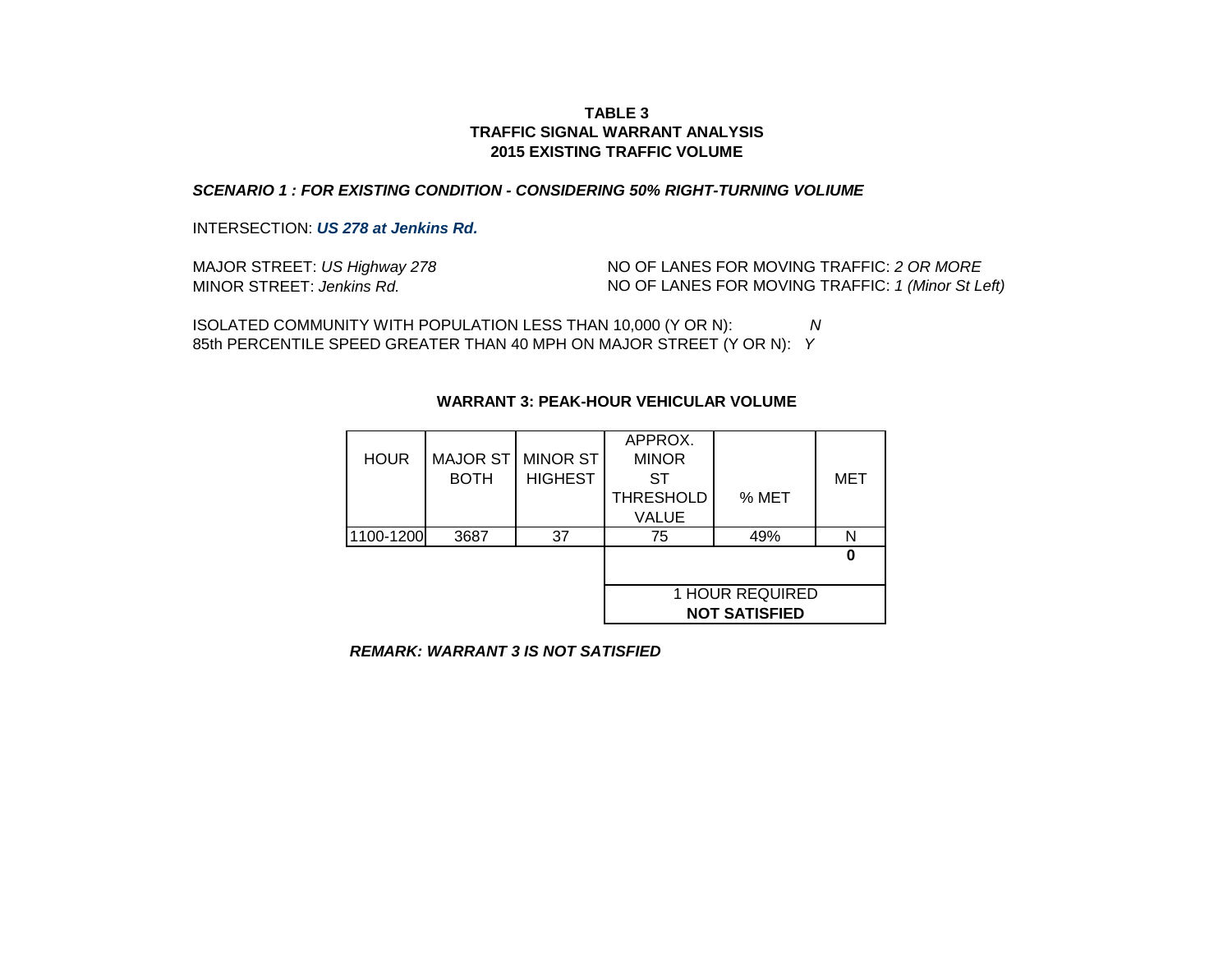**TABLE 3**
**TRAFFIC SIGNAL WARRANT ANALYSIS**
**2015 EXISTING TRAFFIC VOLUME**

***SCENARIO 1 : FOR EXISTING CONDITION - CONSIDERING 50% RIGHT-TURNING VOLIUME***

INTERSECTION: ***US 278 at Jenkins Rd.***

MAJOR STREET: *US Highway 278* NO OF LANES FOR MOVING TRAFFIC: *2 OR MORE*
MINOR STREET: *Jenkins Rd.* NO OF LANES FOR MOVING TRAFFIC: *1 (Minor St Left)*

ISOLATED COMMUNITY WITH POPULATION LESS THAN 10,000 (Y OR N): *N*
85th PERCENTILE SPEED GREATER THAN 40 MPH ON MAJOR STREET (Y OR N): *Y*

**WARRANT 3: PEAK-HOUR VEHICULAR VOLUME**

| HOUR | MAJOR ST BOTH | MINOR ST HIGHEST | APPROX. MINOR ST THRESHOLD VALUE | % MET | MET |
|---|---|---|---|---|---|
| 1100-1200 | 3687 | 37 | 75 | 49% | N |
| | | | | | **0** |
| | | | 1 HOUR REQUIRED **NOT SATISFIED** | | |

***REMARK: WARRANT 3 IS NOT SATISFIED***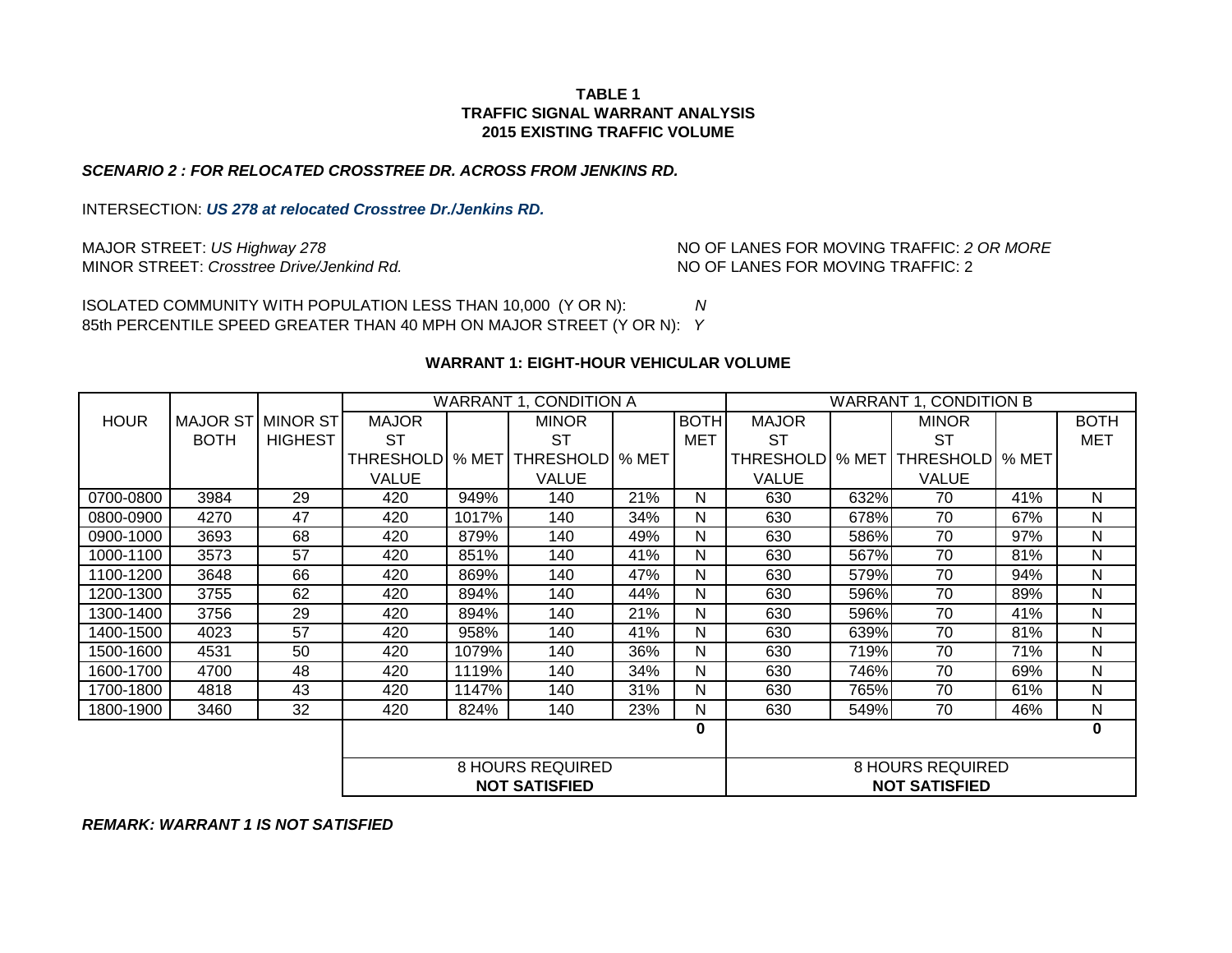**TABLE 1**
**TRAFFIC SIGNAL WARRANT ANALYSIS**
**2015 EXISTING TRAFFIC VOLUME**

***SCENARIO 2 : FOR RELOCATED CROSSTREE DR. ACROSS FROM JENKINS RD.***

INTERSECTION: ***US 278 at relocated Crosstree Dr./Jenkins RD.***

MAJOR STREET: *US Highway 278* — NO OF LANES FOR MOVING TRAFFIC: *2 OR MORE*
MINOR STREET: *Crosstree Drive/Jenkind Rd.* — NO OF LANES FOR MOVING TRAFFIC: 2

ISOLATED COMMUNITY WITH POPULATION LESS THAN 10,000 (Y OR N): *N*
85th PERCENTILE SPEED GREATER THAN 40 MPH ON MAJOR STREET (Y OR N): *Y*

**WARRANT 1: EIGHT-HOUR VEHICULAR VOLUME**

| HOUR | MAJOR ST BOTH | MINOR ST HIGHEST | WARRANT 1, CONDITION A | | | | | WARRANT 1, CONDITION B | | | | |
|---|---|---|---|---|---|---|---|---|---|---|---|---|
| | | | MAJOR ST THRESHOLD VALUE | % MET | MINOR ST THRESHOLD VALUE | % MET | BOTH MET | MAJOR ST THRESHOLD VALUE | % MET | MINOR ST THRESHOLD VALUE | % MET | BOTH MET |
| 0700-0800 | 3984 | 29 | 420 | 949% | 140 | 21% | N | 630 | 632% | 70 | 41% | N |
| 0800-0900 | 4270 | 47 | 420 | 1017% | 140 | 34% | N | 630 | 678% | 70 | 67% | N |
| 0900-1000 | 3693 | 68 | 420 | 879% | 140 | 49% | N | 630 | 586% | 70 | 97% | N |
| 1000-1100 | 3573 | 57 | 420 | 851% | 140 | 41% | N | 630 | 567% | 70 | 81% | N |
| 1100-1200 | 3648 | 66 | 420 | 869% | 140 | 47% | N | 630 | 579% | 70 | 94% | N |
| 1200-1300 | 3755 | 62 | 420 | 894% | 140 | 44% | N | 630 | 596% | 70 | 89% | N |
| 1300-1400 | 3756 | 29 | 420 | 894% | 140 | 21% | N | 630 | 596% | 70 | 41% | N |
| 1400-1500 | 4023 | 57 | 420 | 958% | 140 | 41% | N | 630 | 639% | 70 | 81% | N |
| 1500-1600 | 4531 | 50 | 420 | 1079% | 140 | 36% | N | 630 | 719% | 70 | 71% | N |
| 1600-1700 | 4700 | 48 | 420 | 1119% | 140 | 34% | N | 630 | 746% | 70 | 69% | N |
| 1700-1800 | 4818 | 43 | 420 | 1147% | 140 | 31% | N | 630 | 765% | 70 | 61% | N |
| 1800-1900 | 3460 | 32 | 420 | 824% | 140 | 23% | N | 630 | 549% | 70 | 46% | N |
| | | | | | | | **0** | | | | | **0** |
| | | | 8 HOURS REQUIRED **NOT SATISFIED** | | | | | 8 HOURS REQUIRED **NOT SATISFIED** | | | | |

***REMARK: WARRANT 1 IS NOT SATISFIED***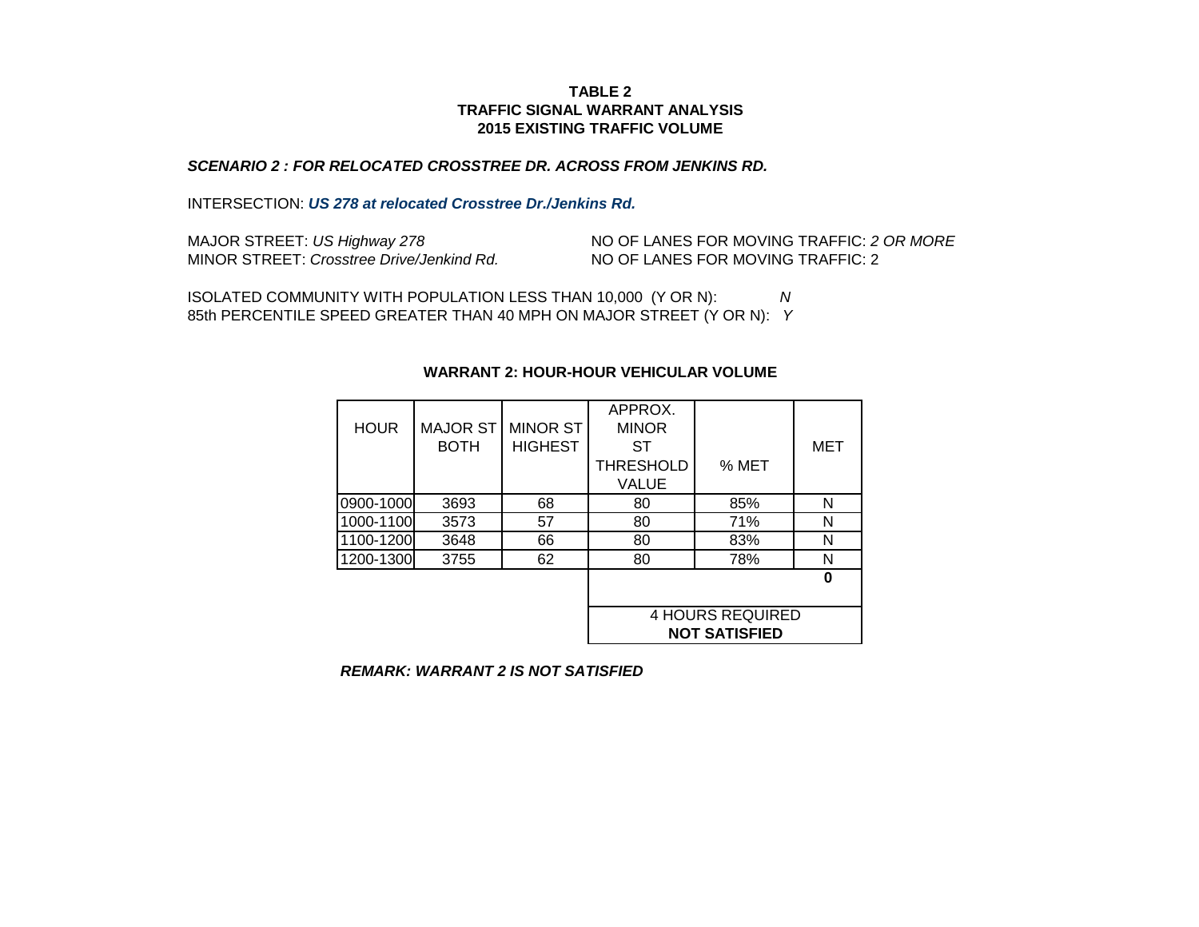**TABLE 2**
**TRAFFIC SIGNAL WARRANT ANALYSIS**
**2015 EXISTING TRAFFIC VOLUME**

***SCENARIO 2 : FOR RELOCATED CROSSTREE DR. ACROSS FROM JENKINS RD.***

INTERSECTION: ***US 278 at relocated Crosstree Dr./Jenkins Rd.***

MAJOR STREET: *US Highway 278* NO OF LANES FOR MOVING TRAFFIC: *2 OR MORE*
MINOR STREET: *Crosstree Drive/Jenkind Rd.* NO OF LANES FOR MOVING TRAFFIC: 2

ISOLATED COMMUNITY WITH POPULATION LESS THAN 10,000 (Y OR N): *N*
85th PERCENTILE SPEED GREATER THAN 40 MPH ON MAJOR STREET (Y OR N): *Y*

**WARRANT 2: HOUR-HOUR VEHICULAR VOLUME**

| HOUR | MAJOR ST BOTH | MINOR ST HIGHEST | APPROX. MINOR ST THRESHOLD VALUE | % MET | MET |
|---|---|---|---|---|---|
| 0900-1000 | 3693 | 68 | 80 | 85% | N |
| 1000-1100 | 3573 | 57 | 80 | 71% | N |
| 1100-1200 | 3648 | 66 | 80 | 83% | N |
| 1200-1300 | 3755 | 62 | 80 | 78% | N |
| | | | | | **0** |
| | | | 4 HOURS REQUIRED **NOT SATISFIED** | | |

***REMARK: WARRANT 2 IS NOT SATISFIED***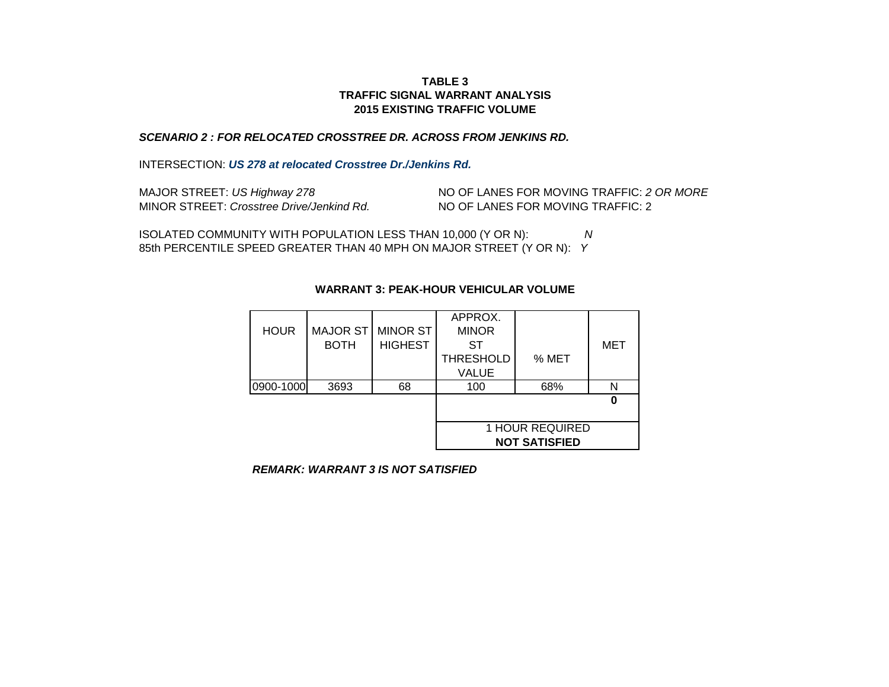**TABLE 3**
**TRAFFIC SIGNAL WARRANT ANALYSIS**
**2015 EXISTING TRAFFIC VOLUME**

***SCENARIO 2 : FOR RELOCATED CROSSTREE DR. ACROSS FROM JENKINS RD.***

INTERSECTION: ***US 278 at relocated Crosstree Dr./Jenkins Rd.***

MAJOR STREET: *US Highway 278* — NO OF LANES FOR MOVING TRAFFIC: *2 OR MORE*
MINOR STREET: *Crosstree Drive/Jenkind Rd.* — NO OF LANES FOR MOVING TRAFFIC: 2

ISOLATED COMMUNITY WITH POPULATION LESS THAN 10,000 (Y OR N): *N*
85th PERCENTILE SPEED GREATER THAN 40 MPH ON MAJOR STREET (Y OR N): *Y*

**WARRANT 3: PEAK-HOUR VEHICULAR VOLUME**

| HOUR | MAJOR ST BOTH | MINOR ST HIGHEST | APPROX. MINOR ST THRESHOLD VALUE | % MET | MET |
|---|---|---|---|---|---|
| 0900-1000 | 3693 | 68 | 100 | 68% | N |
| | | | | | **0** |
| | | | 1 HOUR REQUIRED **NOT SATISFIED** | | |

***REMARK: WARRANT 3 IS NOT SATISFIED***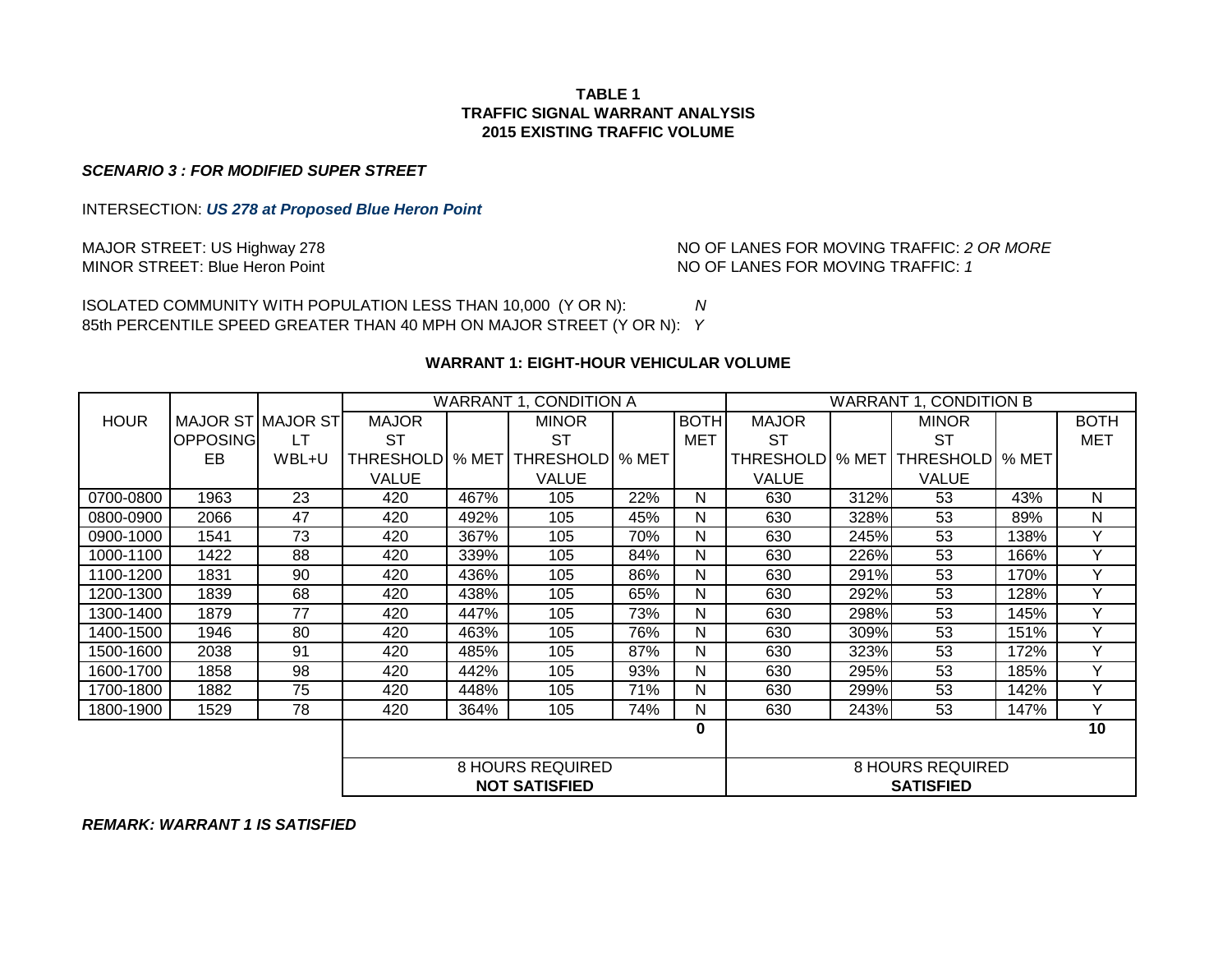**TABLE 1**
**TRAFFIC SIGNAL WARRANT ANALYSIS**
**2015 EXISTING TRAFFIC VOLUME**

***SCENARIO 3 : FOR MODIFIED SUPER STREET***

INTERSECTION: ***US 278 at Proposed Blue Heron Point***

MAJOR STREET: US Highway 278 — NO OF LANES FOR MOVING TRAFFIC: *2 OR MORE*
MINOR STREET: Blue Heron Point — NO OF LANES FOR MOVING TRAFFIC: *1*

ISOLATED COMMUNITY WITH POPULATION LESS THAN 10,000 (Y OR N): *N*
85th PERCENTILE SPEED GREATER THAN 40 MPH ON MAJOR STREET (Y OR N): *Y*

**WARRANT 1: EIGHT-HOUR VEHICULAR VOLUME**

| HOUR | MAJOR ST OPPOSING EB | MAJOR ST LT WBL+U | WARRANT 1, CONDITION A | | | | | WARRANT 1, CONDITION B | | | | |
|---|---|---|---|---|---|---|---|---|---|---|---|---|
| | | | MAJOR ST THRESHOLD VALUE | % MET | MINOR ST THRESHOLD VALUE | % MET | BOTH MET | MAJOR ST THRESHOLD VALUE | % MET | MINOR ST THRESHOLD VALUE | % MET | BOTH MET |
| 0700-0800 | 1963 | 23 | 420 | 467% | 105 | 22% | N | 630 | 312% | 53 | 43% | N |
| 0800-0900 | 2066 | 47 | 420 | 492% | 105 | 45% | N | 630 | 328% | 53 | 89% | N |
| 0900-1000 | 1541 | 73 | 420 | 367% | 105 | 70% | N | 630 | 245% | 53 | 138% | Y |
| 1000-1100 | 1422 | 88 | 420 | 339% | 105 | 84% | N | 630 | 226% | 53 | 166% | Y |
| 1100-1200 | 1831 | 90 | 420 | 436% | 105 | 86% | N | 630 | 291% | 53 | 170% | Y |
| 1200-1300 | 1839 | 68 | 420 | 438% | 105 | 65% | N | 630 | 292% | 53 | 128% | Y |
| 1300-1400 | 1879 | 77 | 420 | 447% | 105 | 73% | N | 630 | 298% | 53 | 145% | Y |
| 1400-1500 | 1946 | 80 | 420 | 463% | 105 | 76% | N | 630 | 309% | 53 | 151% | Y |
| 1500-1600 | 2038 | 91 | 420 | 485% | 105 | 87% | N | 630 | 323% | 53 | 172% | Y |
| 1600-1700 | 1858 | 98 | 420 | 442% | 105 | 93% | N | 630 | 295% | 53 | 185% | Y |
| 1700-1800 | 1882 | 75 | 420 | 448% | 105 | 71% | N | 630 | 299% | 53 | 142% | Y |
| 1800-1900 | 1529 | 78 | 420 | 364% | 105 | 74% | N | 630 | 243% | 53 | 147% | Y |
| | | | | | | | **0** | | | | | **10** |
| | | | 8 HOURS REQUIRED **NOT SATISFIED** | | | | | 8 HOURS REQUIRED **SATISFIED** | | | | |

***REMARK: WARRANT 1 IS SATISFIED***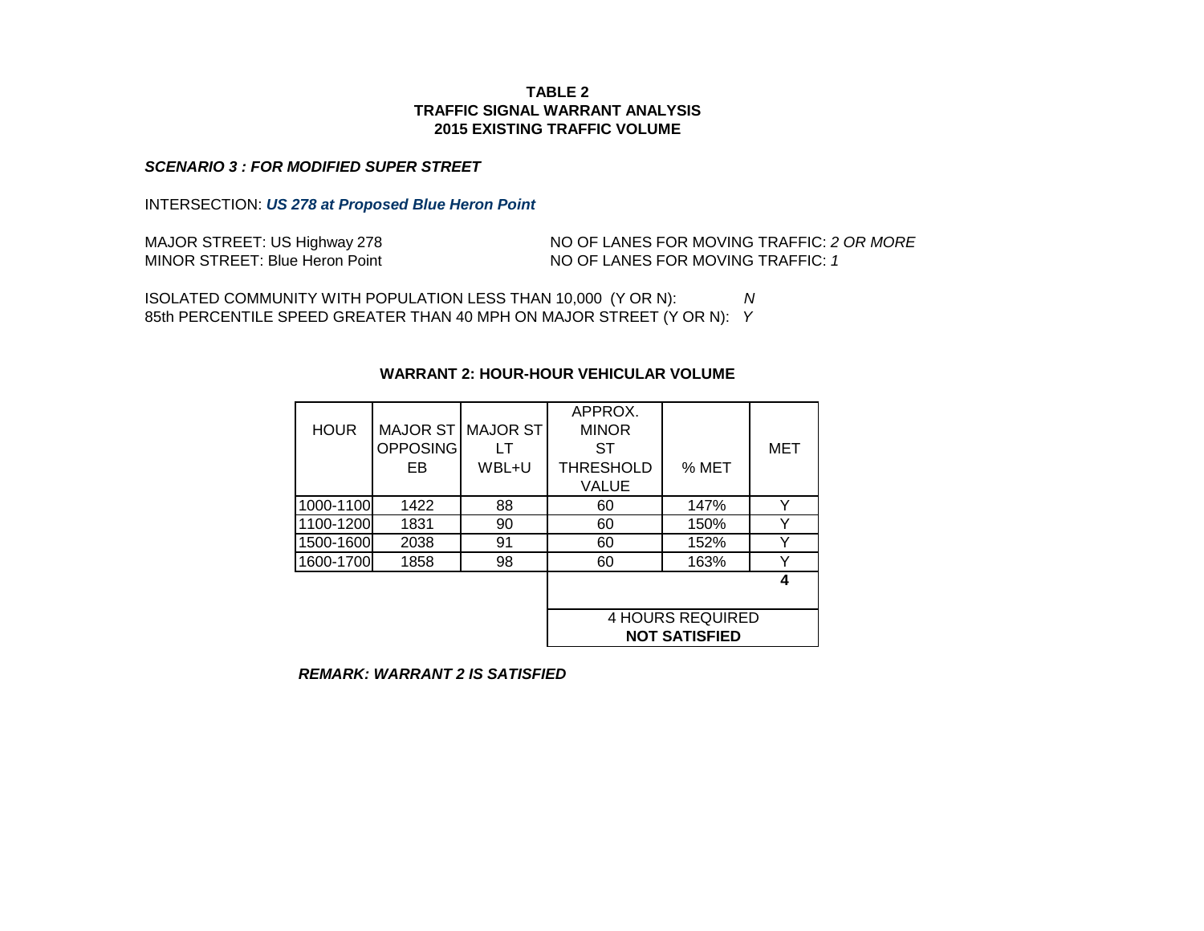**TABLE 2**
**TRAFFIC SIGNAL WARRANT ANALYSIS**
**2015 EXISTING TRAFFIC VOLUME**

***SCENARIO 3 : FOR MODIFIED SUPER STREET***

INTERSECTION: ***US 278 at Proposed Blue Heron Point***

MAJOR STREET: US Highway 278 — NO OF LANES FOR MOVING TRAFFIC: *2 OR MORE*
MINOR STREET: Blue Heron Point — NO OF LANES FOR MOVING TRAFFIC: *1*

ISOLATED COMMUNITY WITH POPULATION LESS THAN 10,000 (Y OR N): *N*
85th PERCENTILE SPEED GREATER THAN 40 MPH ON MAJOR STREET (Y OR N): *Y*

**WARRANT 2: HOUR-HOUR VEHICULAR VOLUME**

| HOUR | MAJOR ST OPPOSING EB | MAJOR ST LT WBL+U | APPROX. MINOR ST THRESHOLD VALUE | % MET | MET |
|---|---|---|---|---|---|
| 1000-1100 | 1422 | 88 | 60 | 147% | Y |
| 1100-1200 | 1831 | 90 | 60 | 150% | Y |
| 1500-1600 | 2038 | 91 | 60 | 152% | Y |
| 1600-1700 | 1858 | 98 | 60 | 163% | Y |
| | | | | | **4** |
| | | | 4 HOURS REQUIRED **NOT SATISFIED** | | |

***REMARK: WARRANT 2 IS SATISFIED***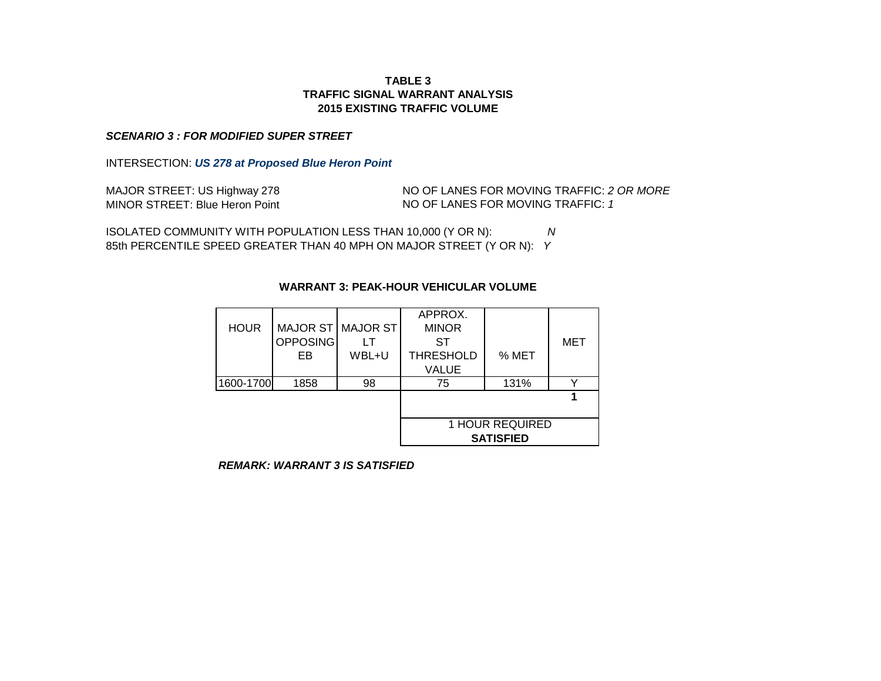**TABLE 3**
**TRAFFIC SIGNAL WARRANT ANALYSIS**
**2015 EXISTING TRAFFIC VOLUME**

***SCENARIO 3 : FOR MODIFIED SUPER STREET***

INTERSECTION: ***US 278 at Proposed Blue Heron Point***

MAJOR STREET: US Highway 278 — NO OF LANES FOR MOVING TRAFFIC: *2 OR MORE*
MINOR STREET: Blue Heron Point — NO OF LANES FOR MOVING TRAFFIC: *1*

ISOLATED COMMUNITY WITH POPULATION LESS THAN 10,000 (Y OR N): *N*
85th PERCENTILE SPEED GREATER THAN 40 MPH ON MAJOR STREET (Y OR N): *Y*

**WARRANT 3: PEAK-HOUR VEHICULAR VOLUME**

| HOUR | MAJOR ST OPPOSING EB | MAJOR ST LT WBL+U | APPROX. MINOR ST THRESHOLD VALUE | % MET | MET |
|---|---|---|---|---|---|
| 1600-1700 | 1858 | 98 | 75 | 131% | Y |
| | | | | | **1** |
| | | | 1 HOUR REQUIRED **SATISFIED** | | |

***REMARK: WARRANT 3 IS SATISFIED***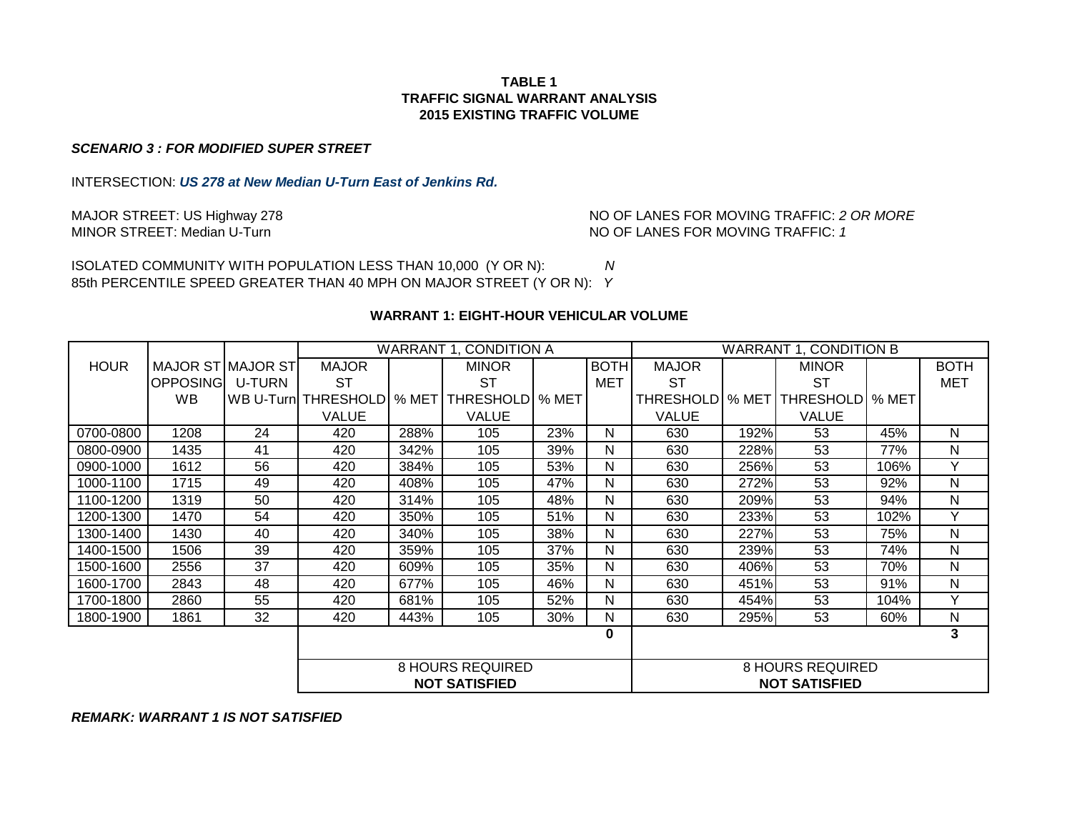**TABLE 1**
**TRAFFIC SIGNAL WARRANT ANALYSIS**
**2015 EXISTING TRAFFIC VOLUME**

***SCENARIO 3 : FOR MODIFIED SUPER STREET***

INTERSECTION: ***US 278 at New Median U-Turn East of Jenkins Rd.***

MAJOR STREET: US Highway 278 — NO OF LANES FOR MOVING TRAFFIC: *2 OR MORE*
MINOR STREET: Median U-Turn — NO OF LANES FOR MOVING TRAFFIC: *1*

ISOLATED COMMUNITY WITH POPULATION LESS THAN 10,000 (Y OR N): *N*
85th PERCENTILE SPEED GREATER THAN 40 MPH ON MAJOR STREET (Y OR N): *Y*

**WARRANT 1: EIGHT-HOUR VEHICULAR VOLUME**

| HOUR | MAJOR ST OPPOSING WB | MAJOR ST U-TURN WB U-Turn | WARRANT 1, CONDITION A | | | | | WARRANT 1, CONDITION B | | | | |
|---|---|---|---|---|---|---|---|---|---|---|---|---|
| | | | MAJOR ST THRESHOLD VALUE | % MET | MINOR ST THRESHOLD VALUE | % MET | BOTH MET | MAJOR ST THRESHOLD VALUE | % MET | MINOR ST THRESHOLD VALUE | % MET | BOTH MET |
| 0700-0800 | 1208 | 24 | 420 | 288% | 105 | 23% | N | 630 | 192% | 53 | 45% | N |
| 0800-0900 | 1435 | 41 | 420 | 342% | 105 | 39% | N | 630 | 228% | 53 | 77% | N |
| 0900-1000 | 1612 | 56 | 420 | 384% | 105 | 53% | N | 630 | 256% | 53 | 106% | Y |
| 1000-1100 | 1715 | 49 | 420 | 408% | 105 | 47% | N | 630 | 272% | 53 | 92% | N |
| 1100-1200 | 1319 | 50 | 420 | 314% | 105 | 48% | N | 630 | 209% | 53 | 94% | N |
| 1200-1300 | 1470 | 54 | 420 | 350% | 105 | 51% | N | 630 | 233% | 53 | 102% | Y |
| 1300-1400 | 1430 | 40 | 420 | 340% | 105 | 38% | N | 630 | 227% | 53 | 75% | N |
| 1400-1500 | 1506 | 39 | 420 | 359% | 105 | 37% | N | 630 | 239% | 53 | 74% | N |
| 1500-1600 | 2556 | 37 | 420 | 609% | 105 | 35% | N | 630 | 406% | 53 | 70% | N |
| 1600-1700 | 2843 | 48 | 420 | 677% | 105 | 46% | N | 630 | 451% | 53 | 91% | N |
| 1700-1800 | 2860 | 55 | 420 | 681% | 105 | 52% | N | 630 | 454% | 53 | 104% | Y |
| 1800-1900 | 1861 | 32 | 420 | 443% | 105 | 30% | N | 630 | 295% | 53 | 60% | N |
| | | | | | | | **0** | | | | | **3** |
| | | | 8 HOURS REQUIRED **NOT SATISFIED** | | | | | 8 HOURS REQUIRED **NOT SATISFIED** | | | | |

***REMARK: WARRANT 1 IS NOT SATISFIED***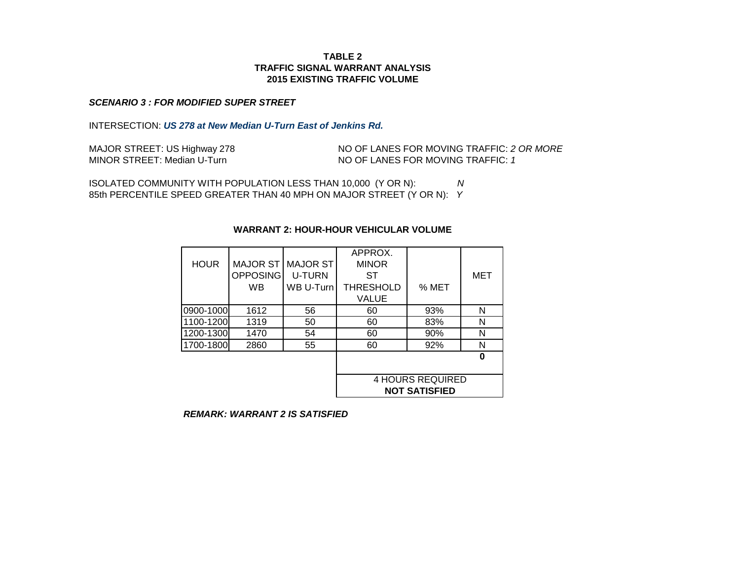**TABLE 2**
**TRAFFIC SIGNAL WARRANT ANALYSIS**
**2015 EXISTING TRAFFIC VOLUME**

***SCENARIO 3 : FOR MODIFIED SUPER STREET***

INTERSECTION: ***US 278 at New Median U-Turn East of Jenkins Rd.***

MAJOR STREET: US Highway 278 — NO OF LANES FOR MOVING TRAFFIC: *2 OR MORE*
MINOR STREET: Median U-Turn — NO OF LANES FOR MOVING TRAFFIC: *1*

ISOLATED COMMUNITY WITH POPULATION LESS THAN 10,000 (Y OR N): *N*
85th PERCENTILE SPEED GREATER THAN 40 MPH ON MAJOR STREET (Y OR N): *Y*

**WARRANT 2: HOUR-HOUR VEHICULAR VOLUME**

| HOUR | MAJOR ST OPPOSING WB | MAJOR ST U-TURN WB U-Turn | APPROX. MINOR ST THRESHOLD VALUE | % MET | MET |
|---|---|---|---|---|---|
| 0900-1000 | 1612 | 56 | 60 | 93% | N |
| 1100-1200 | 1319 | 50 | 60 | 83% | N |
| 1200-1300 | 1470 | 54 | 60 | 90% | N |
| 1700-1800 | 2860 | 55 | 60 | 92% | N |
| | | | | | **0** |
| | | | 4 HOURS REQUIRED **NOT SATISFIED** | | |

***REMARK: WARRANT 2 IS SATISFIED***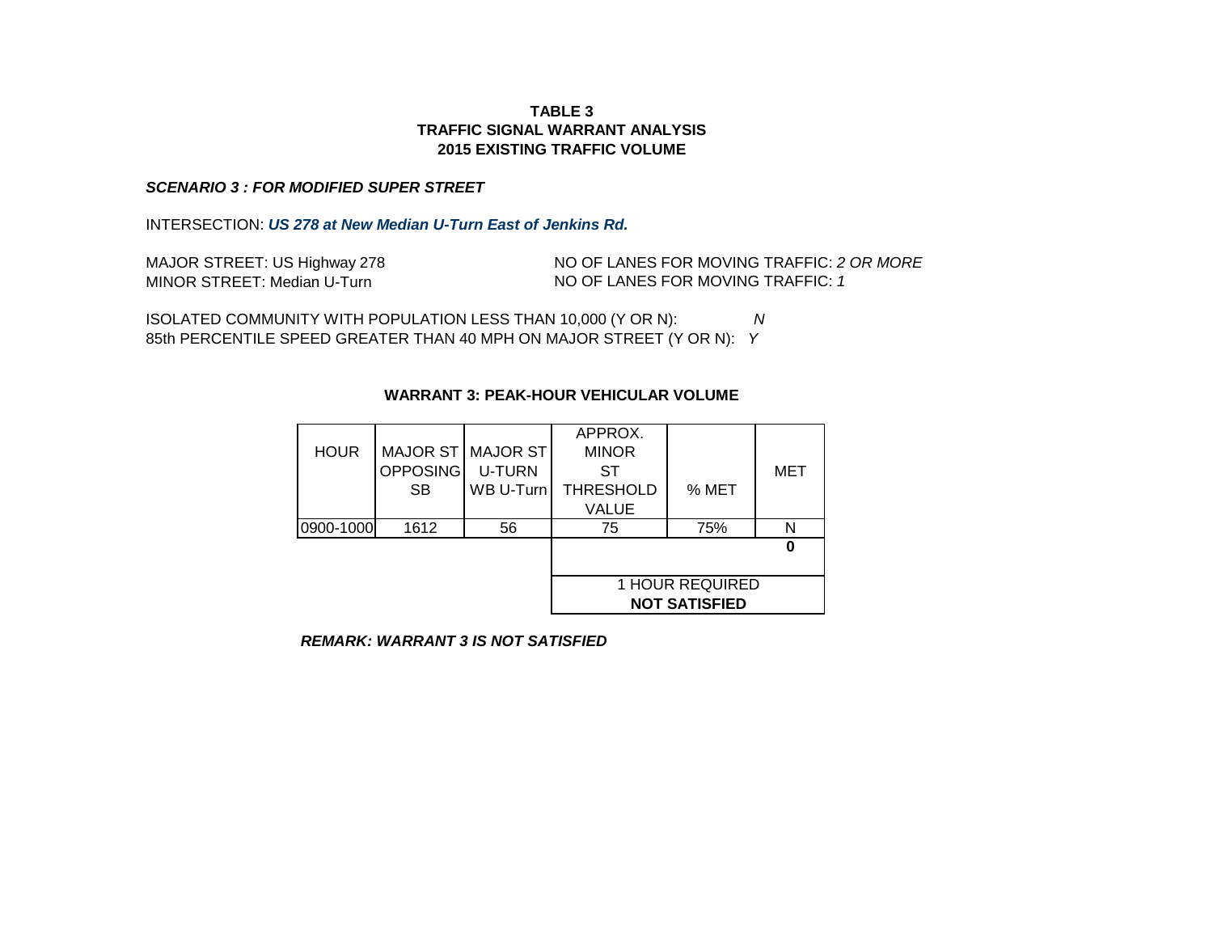**TABLE 3**
**TRAFFIC SIGNAL WARRANT ANALYSIS**
**2015 EXISTING TRAFFIC VOLUME**

***SCENARIO 3 : FOR MODIFIED SUPER STREET***

INTERSECTION: ***US 278 at New Median U-Turn East of Jenkins Rd.***

MAJOR STREET: US Highway 278 NO OF LANES FOR MOVING TRAFFIC: *2 OR MORE*
MINOR STREET: Median U-Turn NO OF LANES FOR MOVING TRAFFIC: *1*

ISOLATED COMMUNITY WITH POPULATION LESS THAN 10,000 (Y OR N): *N*
85th PERCENTILE SPEED GREATER THAN 40 MPH ON MAJOR STREET (Y OR N): *Y*

**WARRANT 3: PEAK-HOUR VEHICULAR VOLUME**

| HOUR | MAJOR ST OPPOSING SB | MAJOR ST U-TURN WB U-Turn | APPROX. MINOR ST THRESHOLD VALUE | % MET | MET |
|---|---|---|---|---|---|
| 0900-1000 | 1612 | 56 | 75 | 75% | N |
| | | | | | **0** |
| | | | 1 HOUR REQUIRED **NOT SATISFIED** | | |

***REMARK: WARRANT 3 IS NOT SATISFIED***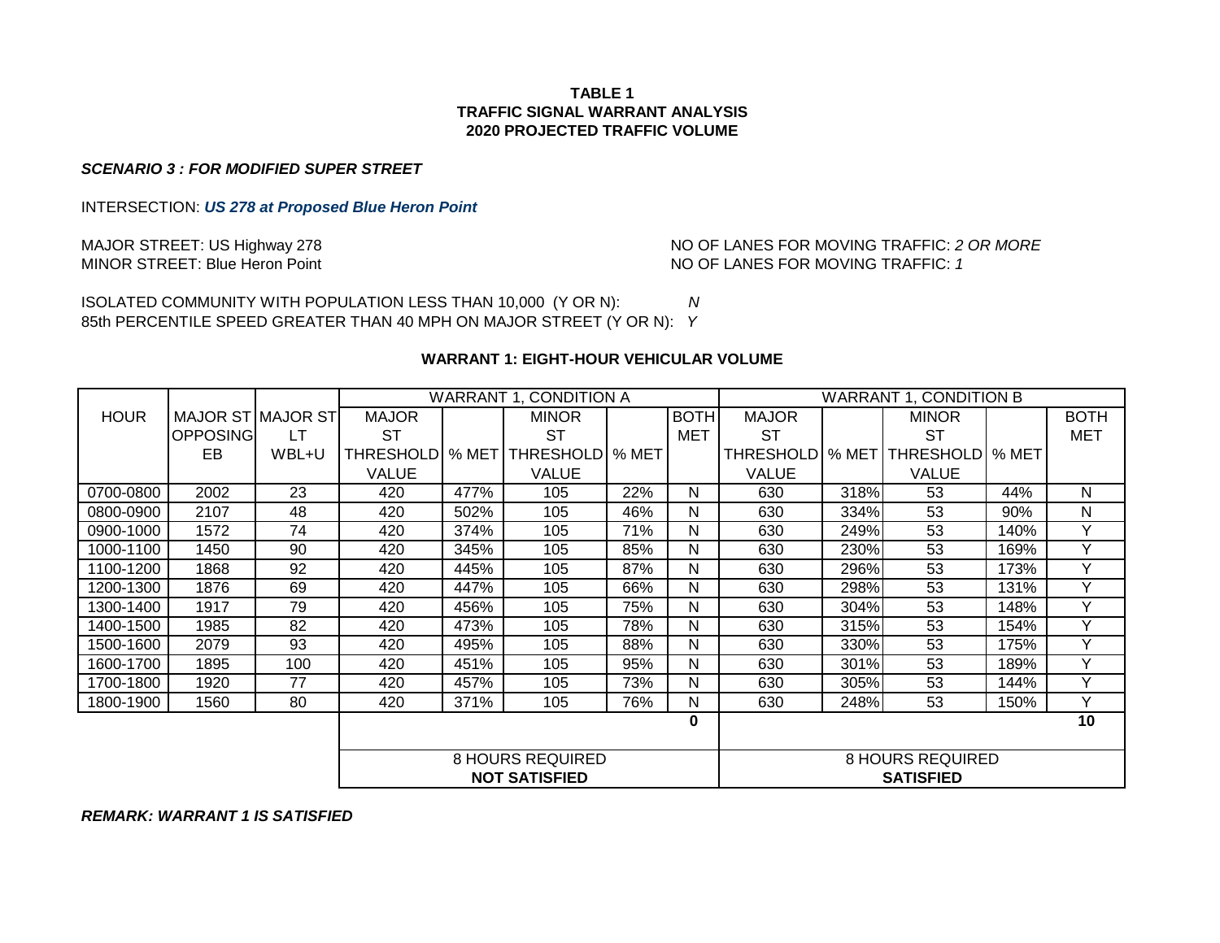**TABLE 1**
**TRAFFIC SIGNAL WARRANT ANALYSIS**
**2020 PROJECTED TRAFFIC VOLUME**

***SCENARIO 3 : FOR MODIFIED SUPER STREET***

INTERSECTION: ***US 278 at Proposed Blue Heron Point***

MAJOR STREET: US Highway 278 — NO OF LANES FOR MOVING TRAFFIC: *2 OR MORE*
MINOR STREET: Blue Heron Point — NO OF LANES FOR MOVING TRAFFIC: *1*

ISOLATED COMMUNITY WITH POPULATION LESS THAN 10,000 (Y OR N): *N*
85th PERCENTILE SPEED GREATER THAN 40 MPH ON MAJOR STREET (Y OR N): *Y*

**WARRANT 1: EIGHT-HOUR VEHICULAR VOLUME**

| HOUR | MAJOR ST OPPOSING EB | MAJOR ST LT WBL+U | WARRANT 1, CONDITION A | | | | | WARRANT 1, CONDITION B | | | | |
|---|---|---|---|---|---|---|---|---|---|---|---|---|
| | | | MAJOR ST THRESHOLD VALUE | % MET | MINOR ST THRESHOLD VALUE | % MET | BOTH MET | MAJOR ST THRESHOLD VALUE | % MET | MINOR ST THRESHOLD VALUE | % MET | BOTH MET |
| 0700-0800 | 2002 | 23 | 420 | 477% | 105 | 22% | N | 630 | 318% | 53 | 44% | N |
| 0800-0900 | 2107 | 48 | 420 | 502% | 105 | 46% | N | 630 | 334% | 53 | 90% | N |
| 0900-1000 | 1572 | 74 | 420 | 374% | 105 | 71% | N | 630 | 249% | 53 | 140% | Y |
| 1000-1100 | 1450 | 90 | 420 | 345% | 105 | 85% | N | 630 | 230% | 53 | 169% | Y |
| 1100-1200 | 1868 | 92 | 420 | 445% | 105 | 87% | N | 630 | 296% | 53 | 173% | Y |
| 1200-1300 | 1876 | 69 | 420 | 447% | 105 | 66% | N | 630 | 298% | 53 | 131% | Y |
| 1300-1400 | 1917 | 79 | 420 | 456% | 105 | 75% | N | 630 | 304% | 53 | 148% | Y |
| 1400-1500 | 1985 | 82 | 420 | 473% | 105 | 78% | N | 630 | 315% | 53 | 154% | Y |
| 1500-1600 | 2079 | 93 | 420 | 495% | 105 | 88% | N | 630 | 330% | 53 | 175% | Y |
| 1600-1700 | 1895 | 100 | 420 | 451% | 105 | 95% | N | 630 | 301% | 53 | 189% | Y |
| 1700-1800 | 1920 | 77 | 420 | 457% | 105 | 73% | N | 630 | 305% | 53 | 144% | Y |
| 1800-1900 | 1560 | 80 | 420 | 371% | 105 | 76% | N | 630 | 248% | 53 | 150% | Y |
| | | | | | | | **0** | | | | | **10** |
| | | | 8 HOURS REQUIRED **NOT SATISFIED** | | | | | 8 HOURS REQUIRED **SATISFIED** | | | | |

***REMARK: WARRANT 1 IS SATISFIED***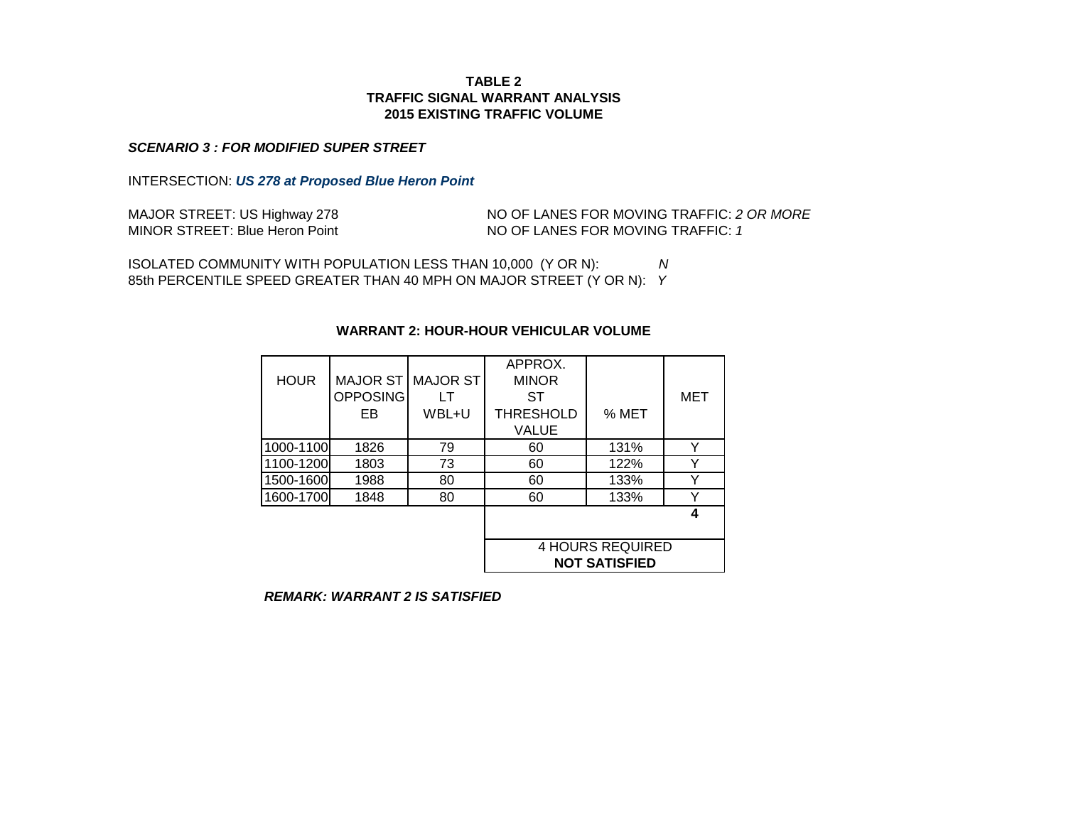**TABLE 2**
**TRAFFIC SIGNAL WARRANT ANALYSIS**
**2015 EXISTING TRAFFIC VOLUME**

***SCENARIO 3 : FOR MODIFIED SUPER STREET***

INTERSECTION: ***US 278 at Proposed Blue Heron Point***

MAJOR STREET: US Highway 278 — NO OF LANES FOR MOVING TRAFFIC: *2 OR MORE*
MINOR STREET: Blue Heron Point — NO OF LANES FOR MOVING TRAFFIC: *1*

ISOLATED COMMUNITY WITH POPULATION LESS THAN 10,000 (Y OR N): *N*
85th PERCENTILE SPEED GREATER THAN 40 MPH ON MAJOR STREET (Y OR N): *Y*

**WARRANT 2: HOUR-HOUR VEHICULAR VOLUME**

| HOUR | MAJOR ST OPPOSING EB | MAJOR ST LT WBL+U | APPROX. MINOR ST THRESHOLD VALUE | % MET | MET |
|---|---|---|---|---|---|
| 1000-1100 | 1826 | 79 | 60 | 131% | Y |
| 1100-1200 | 1803 | 73 | 60 | 122% | Y |
| 1500-1600 | 1988 | 80 | 60 | 133% | Y |
| 1600-1700 | 1848 | 80 | 60 | 133% | Y |
| | | | | | **4** |
| | | | 4 HOURS REQUIRED **NOT SATISFIED** | | |

***REMARK: WARRANT 2 IS SATISFIED***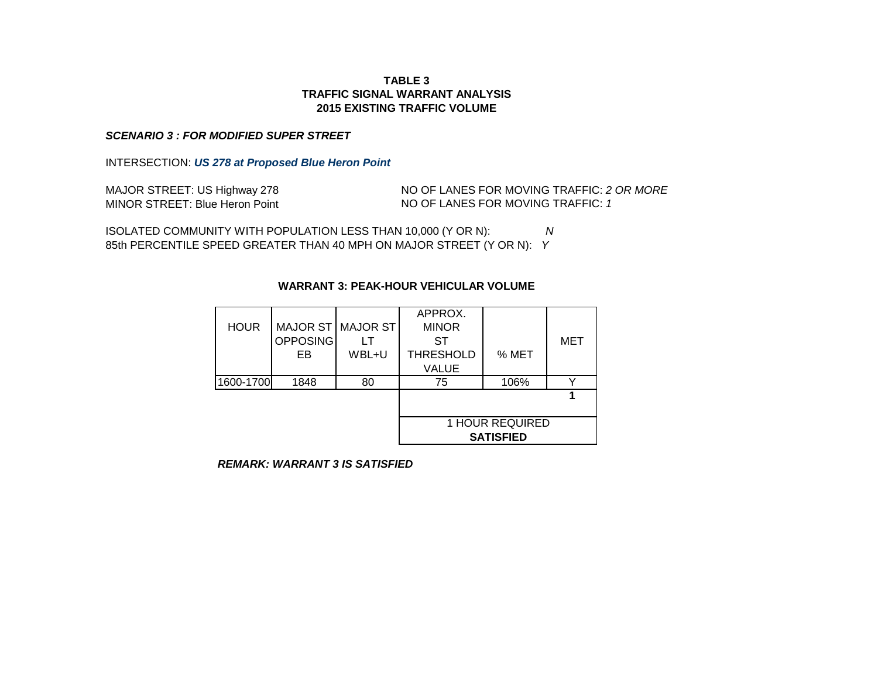**TABLE 3**
**TRAFFIC SIGNAL WARRANT ANALYSIS**
**2015 EXISTING TRAFFIC VOLUME**

***SCENARIO 3 : FOR MODIFIED SUPER STREET***

INTERSECTION: ***US 278 at Proposed Blue Heron Point***

MAJOR STREET: US Highway 278 — NO OF LANES FOR MOVING TRAFFIC: *2 OR MORE*
MINOR STREET: Blue Heron Point — NO OF LANES FOR MOVING TRAFFIC: *1*

ISOLATED COMMUNITY WITH POPULATION LESS THAN 10,000 (Y OR N): *N*
85th PERCENTILE SPEED GREATER THAN 40 MPH ON MAJOR STREET (Y OR N): *Y*

**WARRANT 3: PEAK-HOUR VEHICULAR VOLUME**

| HOUR | MAJOR ST OPPOSING EB | MAJOR ST LT WBL+U | APPROX. MINOR ST THRESHOLD VALUE | % MET | MET |
|---|---|---|---|---|---|
| 1600-1700 | 1848 | 80 | 75 | 106% | Y |
| | | | | | **1** |
| | | | 1 HOUR REQUIRED **SATISFIED** | | |

***REMARK: WARRANT 3 IS SATISFIED***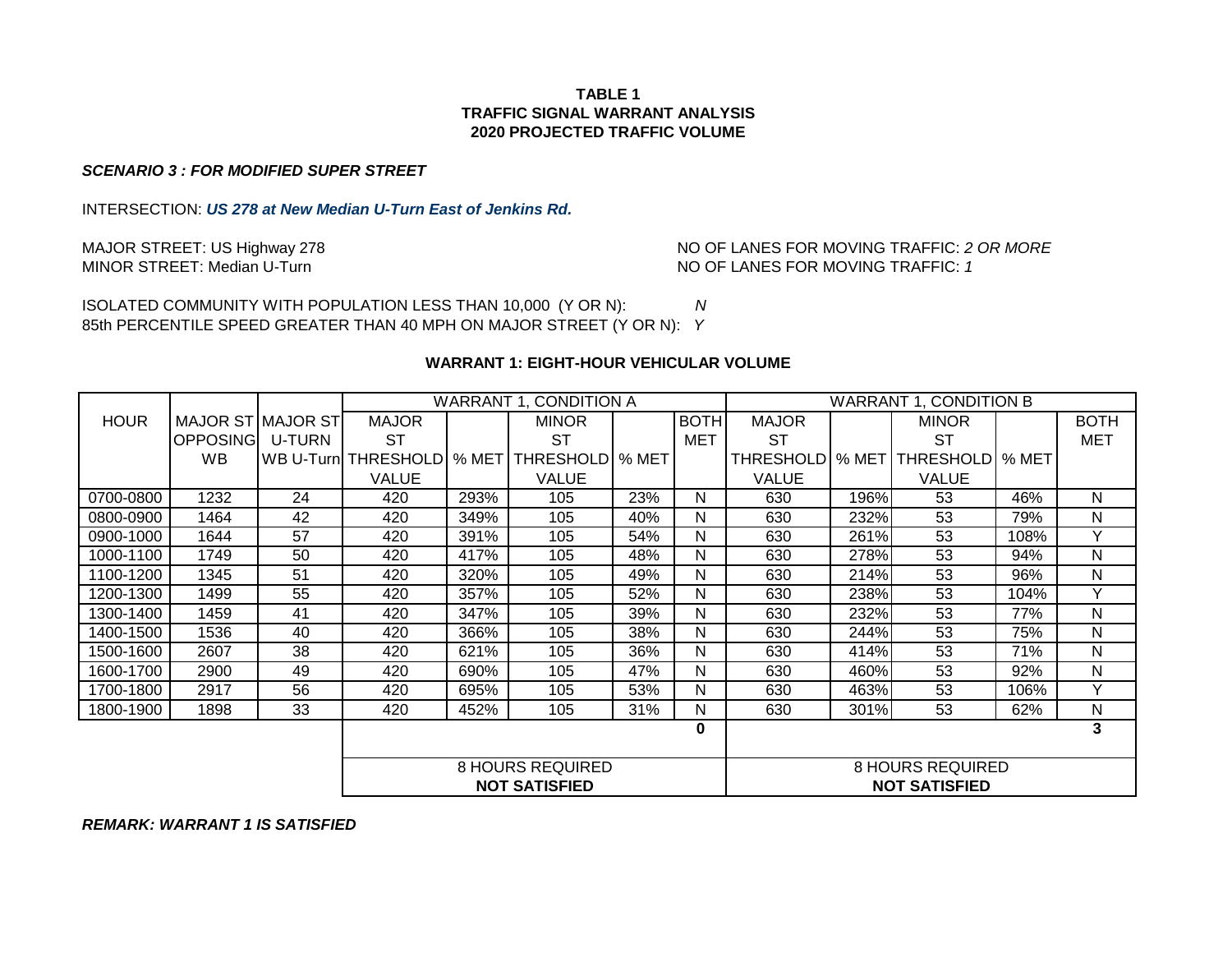**TABLE 1**
**TRAFFIC SIGNAL WARRANT ANALYSIS**
**2020 PROJECTED TRAFFIC VOLUME**

***SCENARIO 3 : FOR MODIFIED SUPER STREET***

INTERSECTION: ***US 278 at New Median U-Turn East of Jenkins Rd.***

MAJOR STREET: US Highway 278 — NO OF LANES FOR MOVING TRAFFIC: *2 OR MORE*
MINOR STREET: Median U-Turn — NO OF LANES FOR MOVING TRAFFIC: *1*

ISOLATED COMMUNITY WITH POPULATION LESS THAN 10,000 (Y OR N): *N*
85th PERCENTILE SPEED GREATER THAN 40 MPH ON MAJOR STREET (Y OR N): *Y*

**WARRANT 1: EIGHT-HOUR VEHICULAR VOLUME**

| HOUR | MAJOR ST OPPOSING WB | MAJOR ST U-TURN WB U-Turn | WARRANT 1, CONDITION A | | | | | WARRANT 1, CONDITION B | | | | |
|---|---|---|---|---|---|---|---|---|---|---|---|---|
| | | | MAJOR ST THRESHOLD VALUE | % MET | MINOR ST THRESHOLD VALUE | % MET | BOTH MET | MAJOR ST THRESHOLD VALUE | % MET | MINOR ST THRESHOLD VALUE | % MET | BOTH MET |
| 0700-0800 | 1232 | 24 | 420 | 293% | 105 | 23% | N | 630 | 196% | 53 | 46% | N |
| 0800-0900 | 1464 | 42 | 420 | 349% | 105 | 40% | N | 630 | 232% | 53 | 79% | N |
| 0900-1000 | 1644 | 57 | 420 | 391% | 105 | 54% | N | 630 | 261% | 53 | 108% | Y |
| 1000-1100 | 1749 | 50 | 420 | 417% | 105 | 48% | N | 630 | 278% | 53 | 94% | N |
| 1100-1200 | 1345 | 51 | 420 | 320% | 105 | 49% | N | 630 | 214% | 53 | 96% | N |
| 1200-1300 | 1499 | 55 | 420 | 357% | 105 | 52% | N | 630 | 238% | 53 | 104% | Y |
| 1300-1400 | 1459 | 41 | 420 | 347% | 105 | 39% | N | 630 | 232% | 53 | 77% | N |
| 1400-1500 | 1536 | 40 | 420 | 366% | 105 | 38% | N | 630 | 244% | 53 | 75% | N |
| 1500-1600 | 2607 | 38 | 420 | 621% | 105 | 36% | N | 630 | 414% | 53 | 71% | N |
| 1600-1700 | 2900 | 49 | 420 | 690% | 105 | 47% | N | 630 | 460% | 53 | 92% | N |
| 1700-1800 | 2917 | 56 | 420 | 695% | 105 | 53% | N | 630 | 463% | 53 | 106% | Y |
| 1800-1900 | 1898 | 33 | 420 | 452% | 105 | 31% | N | 630 | 301% | 53 | 62% | N |
| | | | | | | | **0** | | | | | **3** |
| | | | 8 HOURS REQUIRED **NOT SATISFIED** | | | | | 8 HOURS REQUIRED **NOT SATISFIED** | | | | |

***REMARK: WARRANT 1 IS SATISFIED***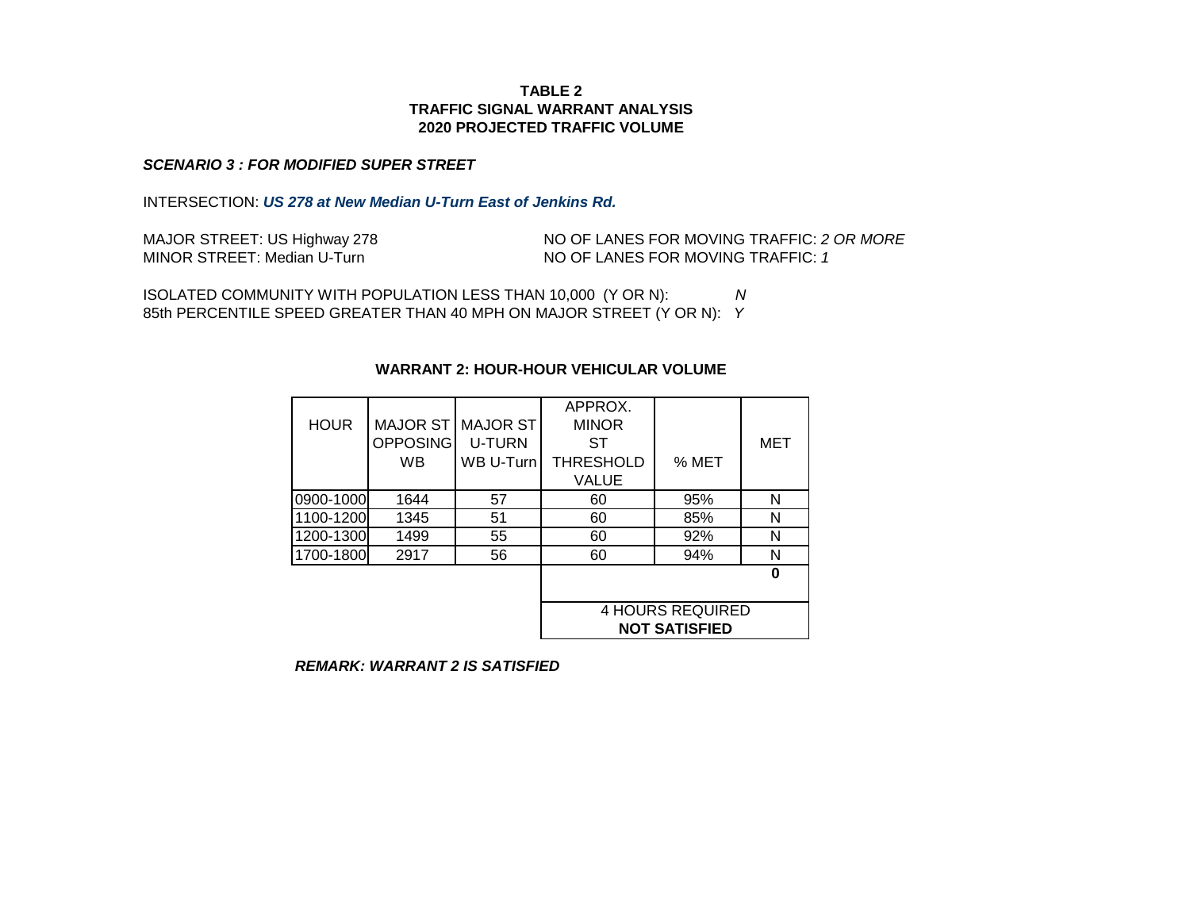**TABLE 2**
**TRAFFIC SIGNAL WARRANT ANALYSIS**
**2020 PROJECTED TRAFFIC VOLUME**

***SCENARIO 3 : FOR MODIFIED SUPER STREET***

INTERSECTION: ***US 278 at New Median U-Turn East of Jenkins Rd.***

MAJOR STREET: US Highway 278 NO OF LANES FOR MOVING TRAFFIC: *2 OR MORE*
MINOR STREET: Median U-Turn NO OF LANES FOR MOVING TRAFFIC: *1*

ISOLATED COMMUNITY WITH POPULATION LESS THAN 10,000 (Y OR N): *N*
85th PERCENTILE SPEED GREATER THAN 40 MPH ON MAJOR STREET (Y OR N): *Y*

**WARRANT 2: HOUR-HOUR VEHICULAR VOLUME**

| HOUR | MAJOR ST OPPOSING WB | MAJOR ST U-TURN WB U-Turn | APPROX. MINOR ST THRESHOLD VALUE | % MET | MET |
|---|---|---|---|---|---|
| 0900-1000 | 1644 | 57 | 60 | 95% | N |
| 1100-1200 | 1345 | 51 | 60 | 85% | N |
| 1200-1300 | 1499 | 55 | 60 | 92% | N |
| 1700-1800 | 2917 | 56 | 60 | 94% | N |
| | | | | | **0** |
| | | | 4 HOURS REQUIRED **NOT SATISFIED** | | |

***REMARK: WARRANT 2 IS SATISFIED***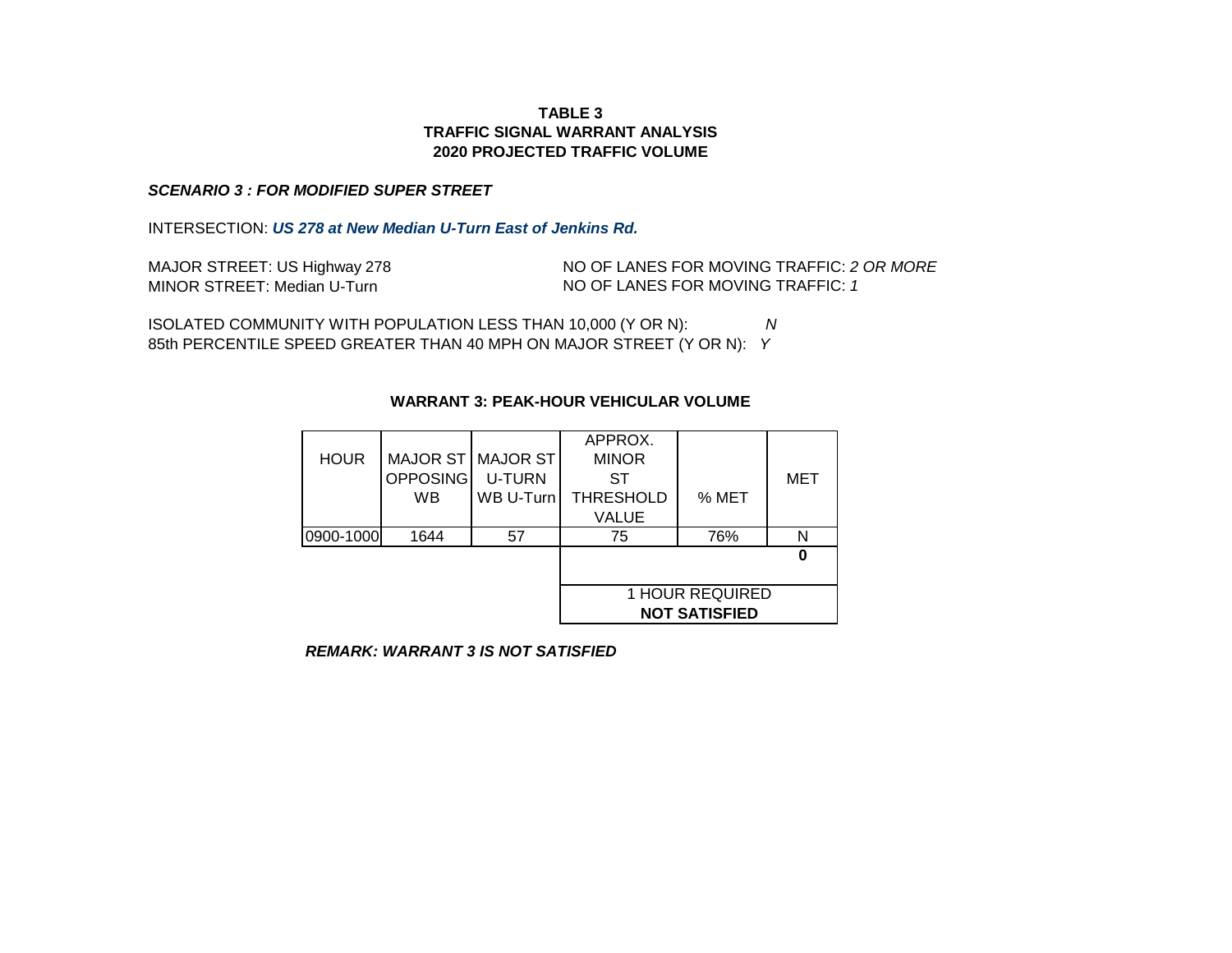**TABLE 3**
**TRAFFIC SIGNAL WARRANT ANALYSIS**
**2020 PROJECTED TRAFFIC VOLUME**

***SCENARIO 3 : FOR MODIFIED SUPER STREET***

INTERSECTION: ***US 278 at New Median U-Turn East of Jenkins Rd.***

MAJOR STREET: US Highway 278 NO OF LANES FOR MOVING TRAFFIC: *2 OR MORE*
MINOR STREET: Median U-Turn NO OF LANES FOR MOVING TRAFFIC: *1*

ISOLATED COMMUNITY WITH POPULATION LESS THAN 10,000 (Y OR N): *N*
85th PERCENTILE SPEED GREATER THAN 40 MPH ON MAJOR STREET (Y OR N): *Y*

**WARRANT 3: PEAK-HOUR VEHICULAR VOLUME**

| HOUR | MAJOR ST OPPOSING WB | MAJOR ST U-TURN WB U-Turn | APPROX. MINOR ST THRESHOLD VALUE | % MET | MET |
|---|---|---|---|---|---|
| 0900-1000 | 1644 | 57 | 75 | 76% | N |
| | | | | | **0** |
| | | | 1 HOUR REQUIRED **NOT SATISFIED** | | |

***REMARK: WARRANT 3 IS NOT SATISFIED***